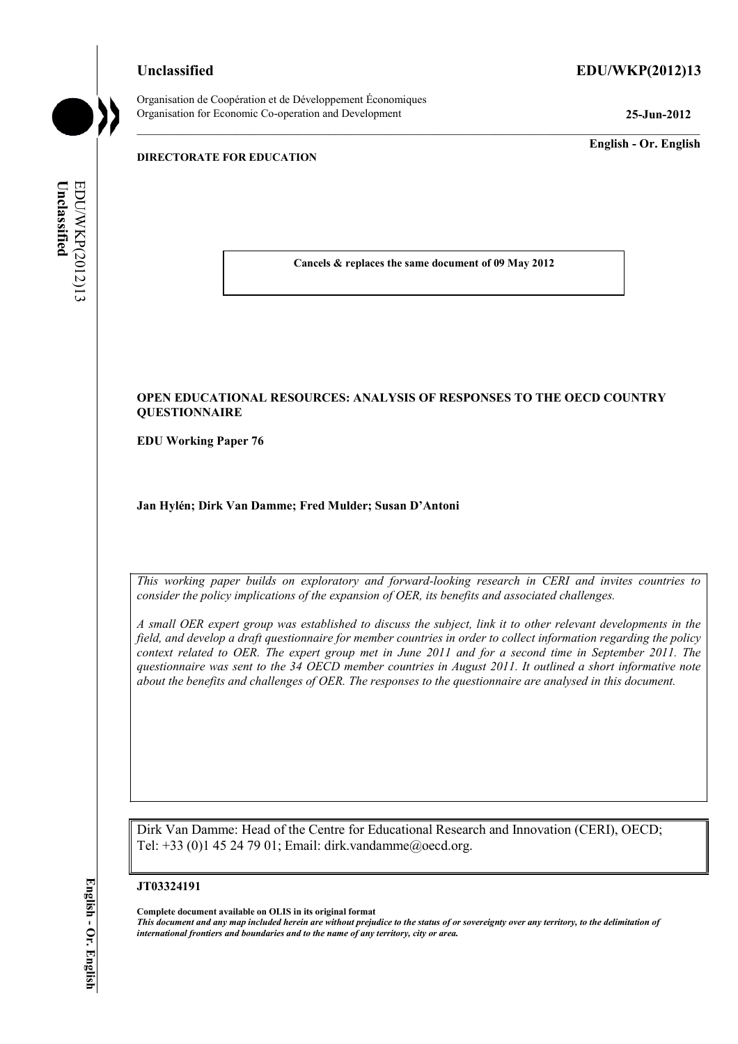**Unclassified** **EDU/WKP(2012)13**

Organisation de Coopération et de Développement Économiques
Organisation for Economic Co-operation and Development **25-Jun-2012**

**English - Or. English**

**DIRECTORATE FOR EDUCATION**

**Cancels & replaces the same document of 09 May 2012**

**OPEN EDUCATIONAL RESOURCES: ANALYSIS OF RESPONSES TO THE OECD COUNTRY QUESTIONNAIRE**

**EDU Working Paper 76**

**Jan Hylén; Dirk Van Damme; Fred Mulder; Susan D'Antoni**

*This working paper builds on exploratory and forward-looking research in CERI and invites countries to consider the policy implications of the expansion of OER, its benefits and associated challenges.*

*A small OER expert group was established to discuss the subject, link it to other relevant developments in the field, and develop a draft questionnaire for member countries in order to collect information regarding the policy context related to OER. The expert group met in June 2011 and for a second time in September 2011. The questionnaire was sent to the 34 OECD member countries in August 2011. It outlined a short informative note about the benefits and challenges of OER. The responses to the questionnaire are analysed in this document.*

Dirk Van Damme: Head of the Centre for Educational Research and Innovation (CERI), OECD; Tel: +33 (0)1 45 24 79 01; Email: dirk.vandamme@oecd.org.

**JT03324191**

**Complete document available on OLIS in its original format**
***This document and any map included herein are without prejudice to the status of or sovereignty over any territory, to the delimitation of international frontiers and boundaries and to the name of any territory, city or area.***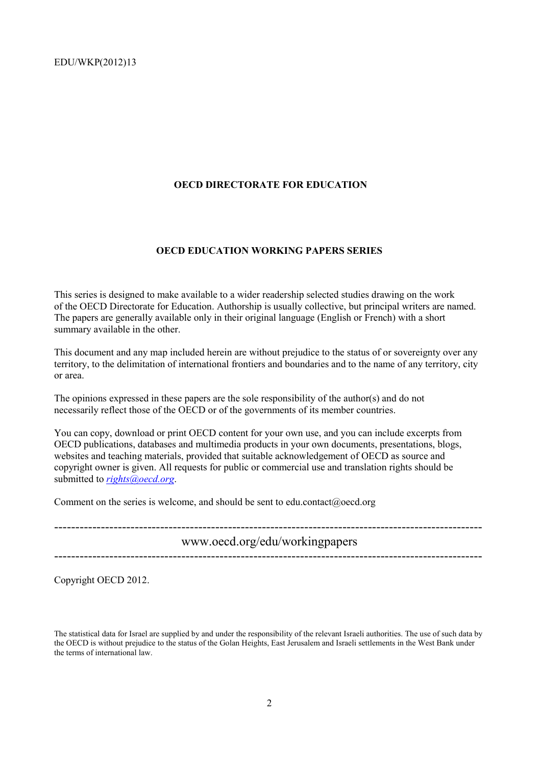EDU/WKP(2012)13

**OECD DIRECTORATE FOR EDUCATION**

**OECD EDUCATION WORKING PAPERS SERIES**

This series is designed to make available to a wider readership selected studies drawing on the work of the OECD Directorate for Education. Authorship is usually collective, but principal writers are named. The papers are generally available only in their original language (English or French) with a short summary available in the other.

This document and any map included herein are without prejudice to the status of or sovereignty over any territory, to the delimitation of international frontiers and boundaries and to the name of any territory, city or area.

The opinions expressed in these papers are the sole responsibility of the author(s) and do not necessarily reflect those of the OECD or of the governments of its member countries.

You can copy, download or print OECD content for your own use, and you can include excerpts from OECD publications, databases and multimedia products in your own documents, presentations, blogs, websites and teaching materials, provided that suitable acknowledgement of OECD as source and copyright owner is given. All requests for public or commercial use and translation rights should be submitted to *rights@oecd.org*.

Comment on the series is welcome, and should be sent to edu.contact@oecd.org

---

www.oecd.org/edu/workingpapers

---

Copyright OECD 2012.

The statistical data for Israel are supplied by and under the responsibility of the relevant Israeli authorities. The use of such data by the OECD is without prejudice to the status of the Golan Heights, East Jerusalem and Israeli settlements in the West Bank under the terms of international law.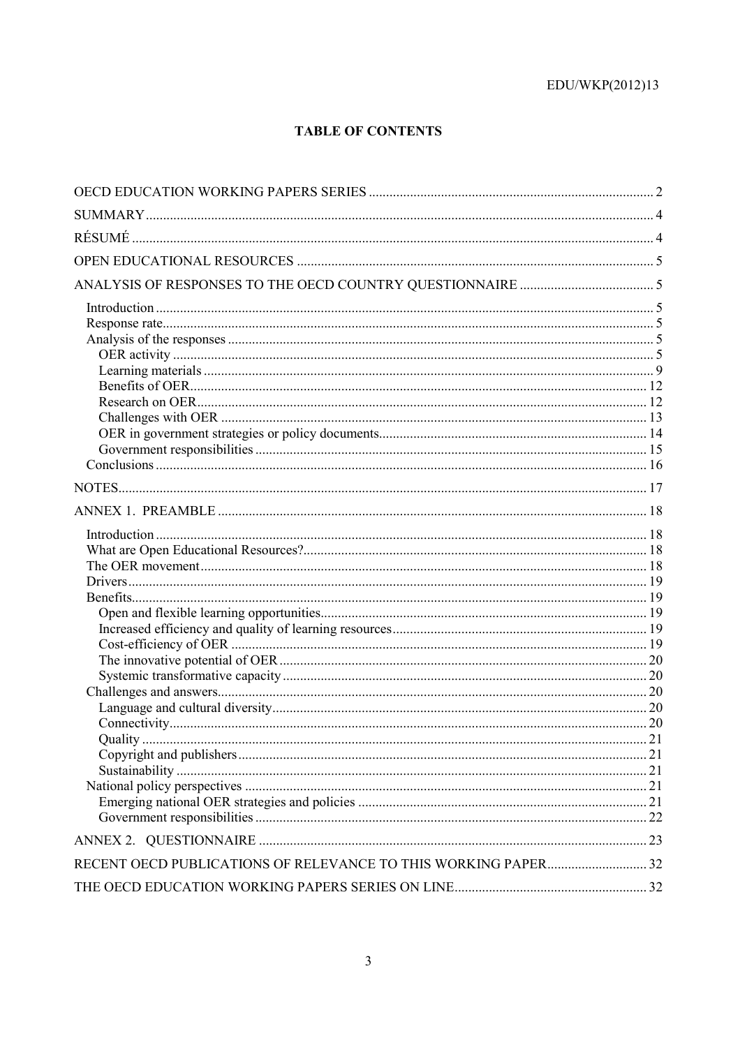**TABLE OF CONTENTS**

OECD EDUCATION WORKING PAPERS SERIES .......... 2

SUMMARY .......... 4

RÉSUMÉ .......... 4

OPEN EDUCATIONAL RESOURCES .......... 5

ANALYSIS OF RESPONSES TO THE OECD COUNTRY QUESTIONNAIRE .......... 5

- Introduction .......... 5
- Response rate .......... 5
- Analysis of the responses .......... 5
  - OER activity .......... 5
  - Learning materials .......... 9
  - Benefits of OER .......... 12
  - Research on OER .......... 12
  - Challenges with OER .......... 13
  - OER in government strategies or policy documents .......... 14
  - Government responsibilities .......... 15
- Conclusions .......... 16

NOTES .......... 17

ANNEX 1. PREAMBLE .......... 18

- Introduction .......... 18
- What are Open Educational Resources? .......... 18
- The OER movement .......... 18
- Drivers .......... 19
- Benefits .......... 19
  - Open and flexible learning opportunities .......... 19
  - Increased efficiency and quality of learning resources .......... 19
  - Cost-efficiency of OER .......... 19
  - The innovative potential of OER .......... 20
  - Systemic transformative capacity .......... 20
- Challenges and answers .......... 20
  - Language and cultural diversity .......... 20
  - Connectivity .......... 20
  - Quality .......... 21
  - Copyright and publishers .......... 21
  - Sustainability .......... 21
- National policy perspectives .......... 21
  - Emerging national OER strategies and policies .......... 21
  - Government responsibilities .......... 22

ANNEX 2. QUESTIONNAIRE .......... 23

RECENT OECD PUBLICATIONS OF RELEVANCE TO THIS WORKING PAPER .......... 32

THE OECD EDUCATION WORKING PAPERS SERIES ON LINE .......... 32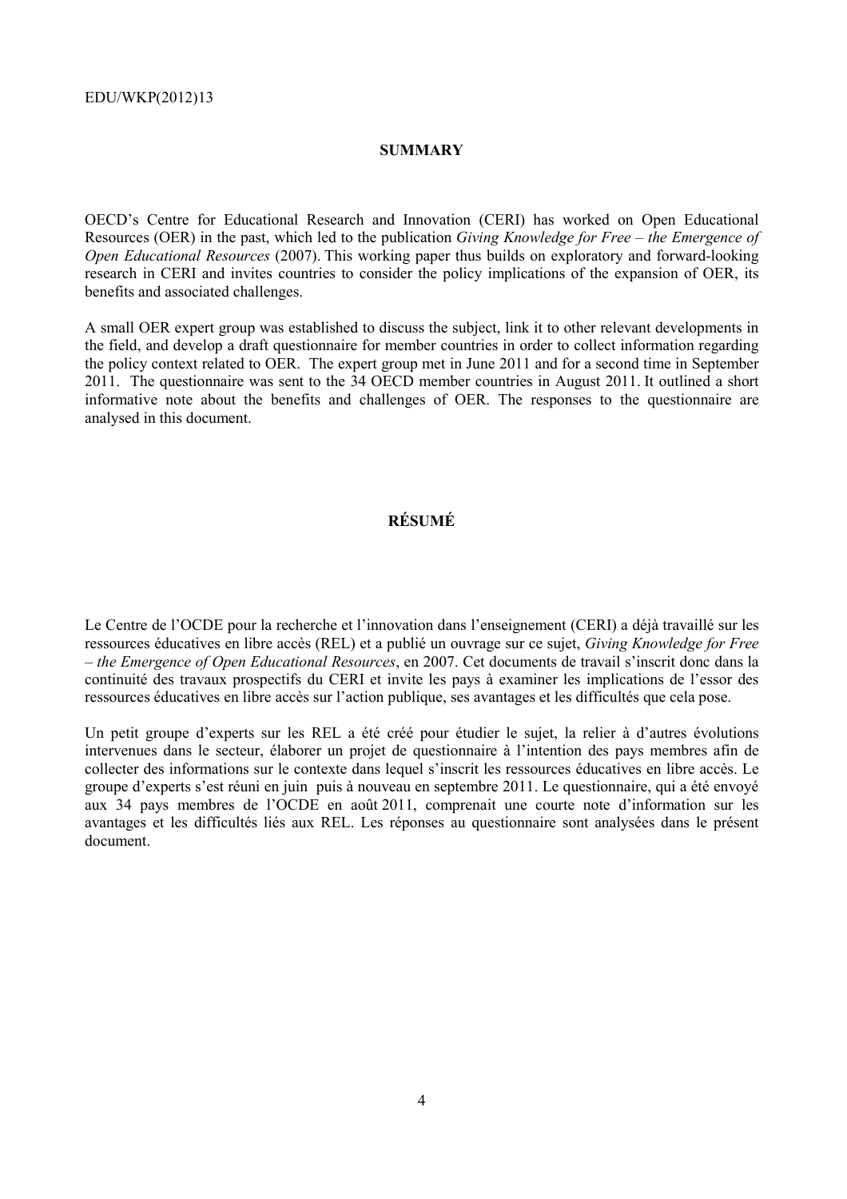## SUMMARY

OECD's Centre for Educational Research and Innovation (CERI) has worked on Open Educational Resources (OER) in the past, which led to the publication *Giving Knowledge for Free – the Emergence of Open Educational Resources* (2007). This working paper thus builds on exploratory and forward-looking research in CERI and invites countries to consider the policy implications of the expansion of OER, its benefits and associated challenges.

A small OER expert group was established to discuss the subject, link it to other relevant developments in the field, and develop a draft questionnaire for member countries in order to collect information regarding the policy context related to OER. The expert group met in June 2011 and for a second time in September 2011. The questionnaire was sent to the 34 OECD member countries in August 2011. It outlined a short informative note about the benefits and challenges of OER. The responses to the questionnaire are analysed in this document.

## RÉSUMÉ

Le Centre de l'OCDE pour la recherche et l'innovation dans l'enseignement (CERI) a déjà travaillé sur les ressources éducatives en libre accès (REL) et a publié un ouvrage sur ce sujet, *Giving Knowledge for Free – the Emergence of Open Educational Resources*, en 2007. Cet documents de travail s'inscrit donc dans la continuité des travaux prospectifs du CERI et invite les pays à examiner les implications de l'essor des ressources éducatives en libre accès sur l'action publique, ses avantages et les difficultés que cela pose.

Un petit groupe d'experts sur les REL a été créé pour étudier le sujet, la relier à d'autres évolutions intervenues dans le secteur, élaborer un projet de questionnaire à l'intention des pays membres afin de collecter des informations sur le contexte dans lequel s'inscrit les ressources éducatives en libre accès. Le groupe d'experts s'est réuni en juin puis à nouveau en septembre 2011. Le questionnaire, qui a été envoyé aux 34 pays membres de l'OCDE en août 2011, comprenait une courte note d'information sur les avantages et les difficultés liés aux REL. Les réponses au questionnaire sont analysées dans le présent document.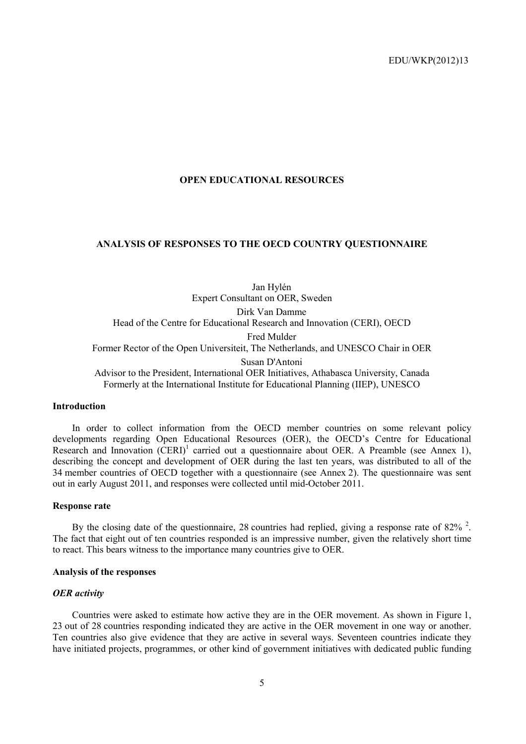# OPEN EDUCATIONAL RESOURCES

## ANALYSIS OF RESPONSES TO THE OECD COUNTRY QUESTIONNAIRE

Jan Hylén
Expert Consultant on OER, Sweden

Dirk Van Damme
Head of the Centre for Educational Research and Innovation (CERI), OECD

Fred Mulder
Former Rector of the Open Universiteit, The Netherlands, and UNESCO Chair in OER

Susan D'Antoni
Advisor to the President, International OER Initiatives, Athabasca University, Canada
Formerly at the International Institute for Educational Planning (IIEP), UNESCO

### Introduction

In order to collect information from the OECD member countries on some relevant policy developments regarding Open Educational Resources (OER), the OECD's Centre for Educational Research and Innovation (CERI)[1] carried out a questionnaire about OER. A Preamble (see Annex 1), describing the concept and development of OER during the last ten years, was distributed to all of the 34 member countries of OECD together with a questionnaire (see Annex 2). The questionnaire was sent out in early August 2011, and responses were collected until mid-October 2011.

### Response rate

By the closing date of the questionnaire, 28 countries had replied, giving a response rate of 82% [2]. The fact that eight out of ten countries responded is an impressive number, given the relatively short time to react. This bears witness to the importance many countries give to OER.

### Analysis of the responses

#### *OER activity*

Countries were asked to estimate how active they are in the OER movement. As shown in Figure 1, 23 out of 28 countries responding indicated they are active in the OER movement in one way or another. Ten countries also give evidence that they are active in several ways. Seventeen countries indicate they have initiated projects, programmes, or other kind of government initiatives with dedicated public funding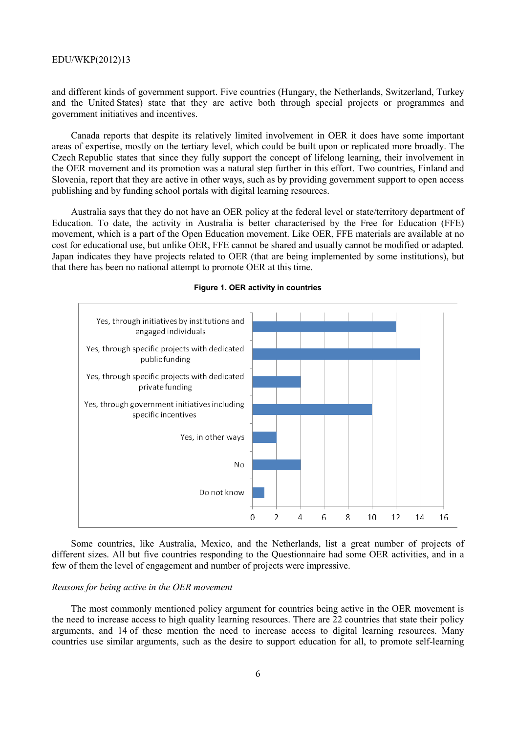and different kinds of government support. Five countries (Hungary, the Netherlands, Switzerland, Turkey and the United States) state that they are active both through special projects or programmes and government initiatives and incentives.

Canada reports that despite its relatively limited involvement in OER it does have some important areas of expertise, mostly on the tertiary level, which could be built upon or replicated more broadly. The Czech Republic states that since they fully support the concept of lifelong learning, their involvement in the OER movement and its promotion was a natural step further in this effort. Two countries, Finland and Slovenia, report that they are active in other ways, such as by providing government support to open access publishing and by funding school portals with digital learning resources.

Australia says that they do not have an OER policy at the federal level or state/territory department of Education. To date, the activity in Australia is better characterised by the Free for Education (FFE) movement, which is a part of the Open Education movement. Like OER, FFE materials are available at no cost for educational use, but unlike OER, FFE cannot be shared and usually cannot be modified or adapted. Japan indicates they have projects related to OER (that are being implemented by some institutions), but that there has been no national attempt to promote OER at this time.

**Figure 1. OER activity in countries**

| Response | Number of countries |
|---|---|
| Yes, through initiatives by institutions and engaged individuals | 12 |
| Yes, through specific projects with dedicated public funding | 14 |
| Yes, through specific projects with dedicated private funding | 4 |
| Yes, through government initiatives including specific incentives | 10 |
| Yes, in other ways | 2 |
| No | 4 |
| Do not know | 1 |

Some countries, like Australia, Mexico, and the Netherlands, list a great number of projects of different sizes. All but five countries responding to the Questionnaire had some OER activities, and in a few of them the level of engagement and number of projects were impressive.

*Reasons for being active in the OER movement*

The most commonly mentioned policy argument for countries being active in the OER movement is the need to increase access to high quality learning resources. There are 22 countries that state their policy arguments, and 14 of these mention the need to increase access to digital learning resources. Many countries use similar arguments, such as the desire to support education for all, to promote self-learning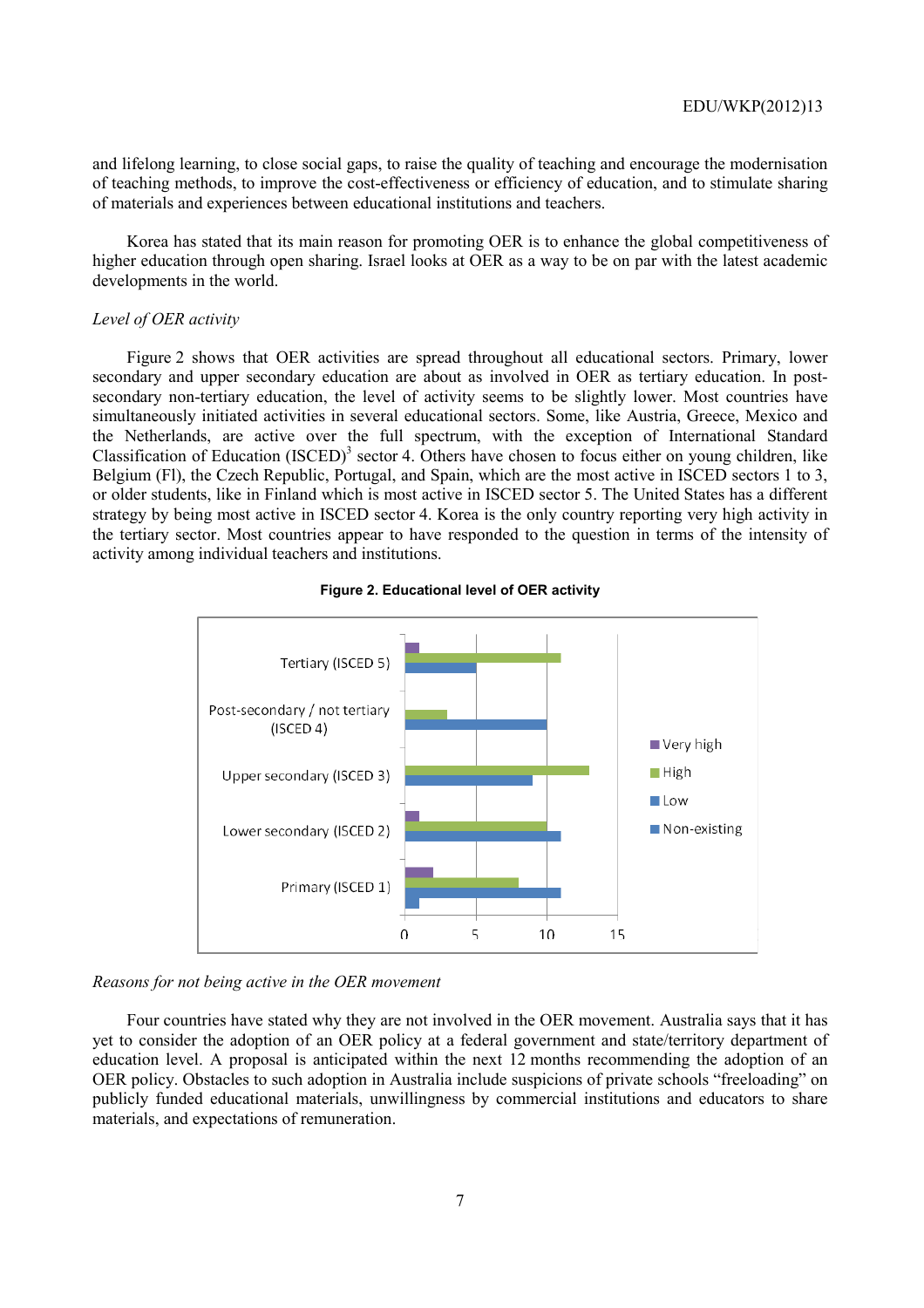and lifelong learning, to close social gaps, to raise the quality of teaching and encourage the modernisation of teaching methods, to improve the cost-effectiveness or efficiency of education, and to stimulate sharing of materials and experiences between educational institutions and teachers.

Korea has stated that its main reason for promoting OER is to enhance the global competitiveness of higher education through open sharing. Israel looks at OER as a way to be on par with the latest academic developments in the world.

*Level of OER activity*

Figure 2 shows that OER activities are spread throughout all educational sectors. Primary, lower secondary and upper secondary education are about as involved in OER as tertiary education. In post-secondary non-tertiary education, the level of activity seems to be slightly lower. Most countries have simultaneously initiated activities in several educational sectors. Some, like Austria, Greece, Mexico and the Netherlands, are active over the full spectrum, with the exception of International Standard Classification of Education (ISCED)[3] sector 4. Others have chosen to focus either on young children, like Belgium (Fl), the Czech Republic, Portugal, and Spain, which are the most active in ISCED sectors 1 to 3, or older students, like in Finland which is most active in ISCED sector 5. The United States has a different strategy by being most active in ISCED sector 4. Korea is the only country reporting very high activity in the tertiary sector. Most countries appear to have responded to the question in terms of the intensity of activity among individual teachers and institutions.

**Figure 2. Educational level of OER activity**

| | Very high | High | Low | Non-existing |
|---|---|---|---|---|
| Tertiary (ISCED 5) | 1 | 11 | 5 | |
| Post-secondary / not tertiary (ISCED 4) | | 3 | 10 | |
| Upper secondary (ISCED 3) | | 13 | 9 | |
| Lower secondary (ISCED 2) | 1 | 10 | 11 | |
| Primary (ISCED 1) | 2 | 8 | 11 | 1 |

*Reasons for not being active in the OER movement*

Four countries have stated why they are not involved in the OER movement. Australia says that it has yet to consider the adoption of an OER policy at a federal government and state/territory department of education level. A proposal is anticipated within the next 12 months recommending the adoption of an OER policy. Obstacles to such adoption in Australia include suspicions of private schools "freeloading" on publicly funded educational materials, unwillingness by commercial institutions and educators to share materials, and expectations of remuneration.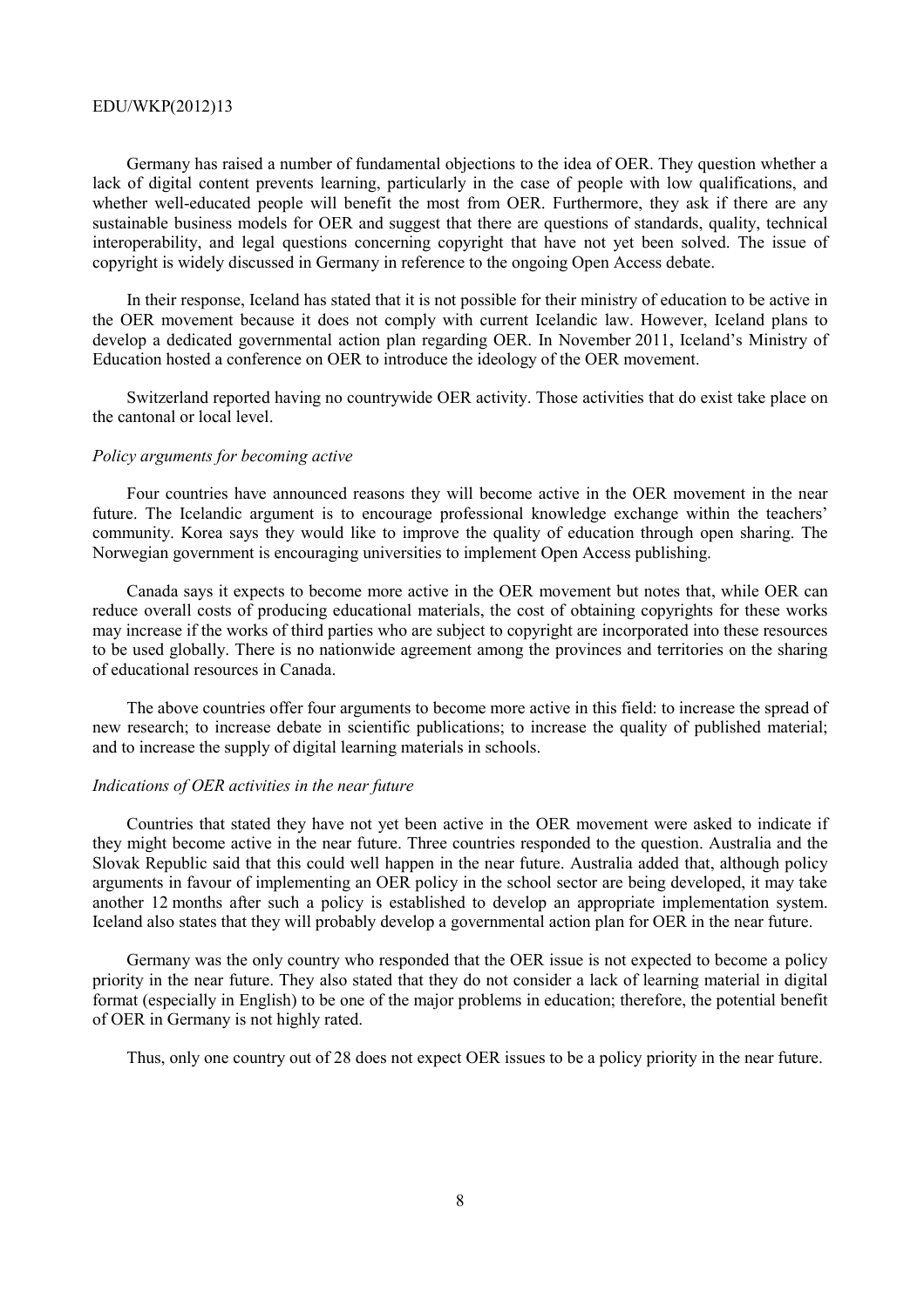Germany has raised a number of fundamental objections to the idea of OER. They question whether a lack of digital content prevents learning, particularly in the case of people with low qualifications, and whether well-educated people will benefit the most from OER. Furthermore, they ask if there are any sustainable business models for OER and suggest that there are questions of standards, quality, technical interoperability, and legal questions concerning copyright that have not yet been solved. The issue of copyright is widely discussed in Germany in reference to the ongoing Open Access debate.

In their response, Iceland has stated that it is not possible for their ministry of education to be active in the OER movement because it does not comply with current Icelandic law. However, Iceland plans to develop a dedicated governmental action plan regarding OER. In November 2011, Iceland's Ministry of Education hosted a conference on OER to introduce the ideology of the OER movement.

Switzerland reported having no countrywide OER activity. Those activities that do exist take place on the cantonal or local level.

*Policy arguments for becoming active*

Four countries have announced reasons they will become active in the OER movement in the near future. The Icelandic argument is to encourage professional knowledge exchange within the teachers' community. Korea says they would like to improve the quality of education through open sharing. The Norwegian government is encouraging universities to implement Open Access publishing.

Canada says it expects to become more active in the OER movement but notes that, while OER can reduce overall costs of producing educational materials, the cost of obtaining copyrights for these works may increase if the works of third parties who are subject to copyright are incorporated into these resources to be used globally. There is no nationwide agreement among the provinces and territories on the sharing of educational resources in Canada.

The above countries offer four arguments to become more active in this field: to increase the spread of new research; to increase debate in scientific publications; to increase the quality of published material; and to increase the supply of digital learning materials in schools.

*Indications of OER activities in the near future*

Countries that stated they have not yet been active in the OER movement were asked to indicate if they might become active in the near future. Three countries responded to the question. Australia and the Slovak Republic said that this could well happen in the near future. Australia added that, although policy arguments in favour of implementing an OER policy in the school sector are being developed, it may take another 12 months after such a policy is established to develop an appropriate implementation system. Iceland also states that they will probably develop a governmental action plan for OER in the near future.

Germany was the only country who responded that the OER issue is not expected to become a policy priority in the near future. They also stated that they do not consider a lack of learning material in digital format (especially in English) to be one of the major problems in education; therefore, the potential benefit of OER in Germany is not highly rated.

Thus, only one country out of 28 does not expect OER issues to be a policy priority in the near future.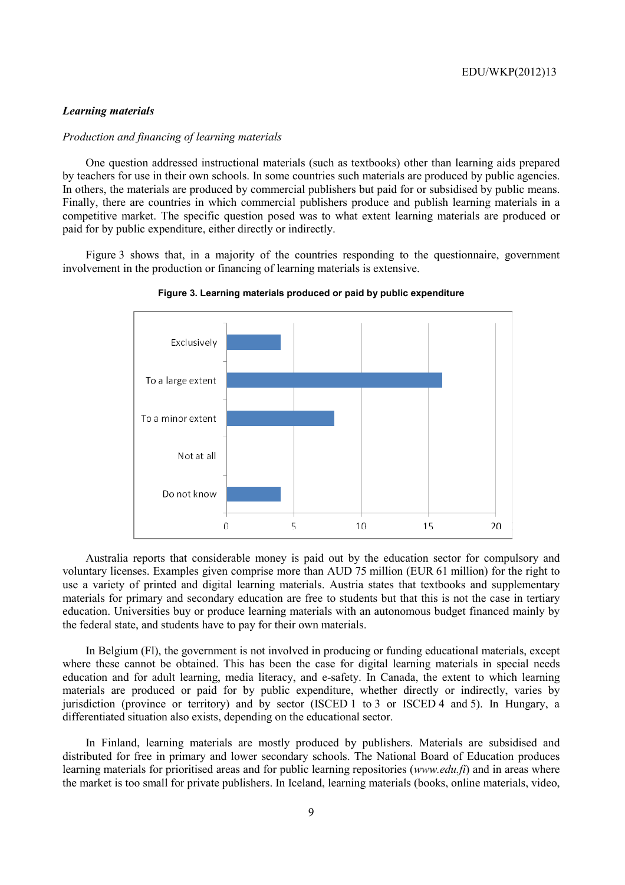***Learning materials***

*Production and financing of learning materials*

One question addressed instructional materials (such as textbooks) other than learning aids prepared by teachers for use in their own schools. In some countries such materials are produced by public agencies. In others, the materials are produced by commercial publishers but paid for or subsidised by public means. Finally, there are countries in which commercial publishers produce and publish learning materials in a competitive market. The specific question posed was to what extent learning materials are produced or paid for by public expenditure, either directly or indirectly.

Figure 3 shows that, in a majority of the countries responding to the questionnaire, government involvement in the production or financing of learning materials is extensive.

**Figure 3. Learning materials produced or paid by public expenditure**

| Response | Number of countries |
|---|---|
| Exclusively | 4 |
| To a large extent | 16 |
| To a minor extent | 8 |
| Not at all | 0 |
| Do not know | 4 |

Australia reports that considerable money is paid out by the education sector for compulsory and voluntary licenses. Examples given comprise more than AUD 75 million (EUR 61 million) for the right to use a variety of printed and digital learning materials. Austria states that textbooks and supplementary materials for primary and secondary education are free to students but that this is not the case in tertiary education. Universities buy or produce learning materials with an autonomous budget financed mainly by the federal state, and students have to pay for their own materials.

In Belgium (Fl), the government is not involved in producing or funding educational materials, except where these cannot be obtained. This has been the case for digital learning materials in special needs education and for adult learning, media literacy, and e-safety. In Canada, the extent to which learning materials are produced or paid for by public expenditure, whether directly or indirectly, varies by jurisdiction (province or territory) and by sector (ISCED 1 to 3 or ISCED 4 and 5). In Hungary, a differentiated situation also exists, depending on the educational sector.

In Finland, learning materials are mostly produced by publishers. Materials are subsidised and distributed for free in primary and lower secondary schools. The National Board of Education produces learning materials for prioritised areas and for public learning repositories (*www.edu.fi*) and in areas where the market is too small for private publishers. In Iceland, learning materials (books, online materials, video,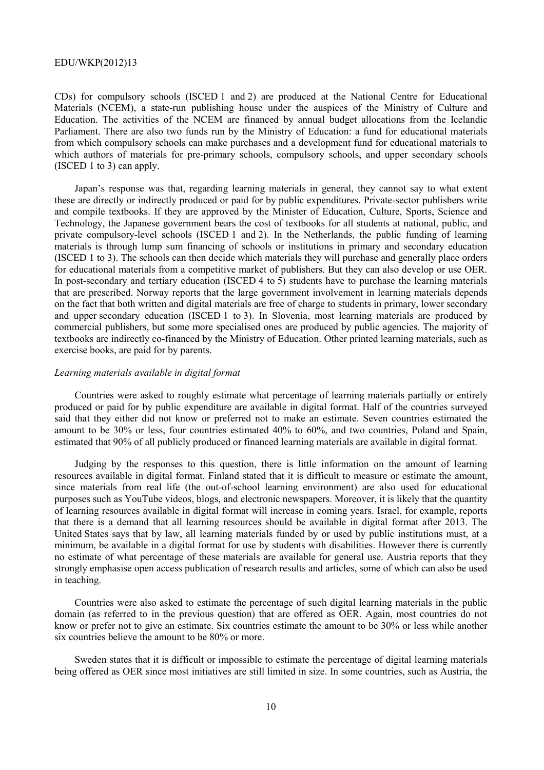CDs) for compulsory schools (ISCED 1 and 2) are produced at the National Centre for Educational Materials (NCEM), a state-run publishing house under the auspices of the Ministry of Culture and Education. The activities of the NCEM are financed by annual budget allocations from the Icelandic Parliament. There are also two funds run by the Ministry of Education: a fund for educational materials from which compulsory schools can make purchases and a development fund for educational materials to which authors of materials for pre-primary schools, compulsory schools, and upper secondary schools (ISCED 1 to 3) can apply.

Japan's response was that, regarding learning materials in general, they cannot say to what extent these are directly or indirectly produced or paid for by public expenditures. Private-sector publishers write and compile textbooks. If they are approved by the Minister of Education, Culture, Sports, Science and Technology, the Japanese government bears the cost of textbooks for all students at national, public, and private compulsory-level schools (ISCED 1 and 2). In the Netherlands, the public funding of learning materials is through lump sum financing of schools or institutions in primary and secondary education (ISCED 1 to 3). The schools can then decide which materials they will purchase and generally place orders for educational materials from a competitive market of publishers. But they can also develop or use OER. In post-secondary and tertiary education (ISCED 4 to 5) students have to purchase the learning materials that are prescribed. Norway reports that the large government involvement in learning materials depends on the fact that both written and digital materials are free of charge to students in primary, lower secondary and upper secondary education (ISCED 1 to 3). In Slovenia, most learning materials are produced by commercial publishers, but some more specialised ones are produced by public agencies. The majority of textbooks are indirectly co-financed by the Ministry of Education. Other printed learning materials, such as exercise books, are paid for by parents.

*Learning materials available in digital format*

Countries were asked to roughly estimate what percentage of learning materials partially or entirely produced or paid for by public expenditure are available in digital format. Half of the countries surveyed said that they either did not know or preferred not to make an estimate. Seven countries estimated the amount to be 30% or less, four countries estimated 40% to 60%, and two countries, Poland and Spain, estimated that 90% of all publicly produced or financed learning materials are available in digital format.

Judging by the responses to this question, there is little information on the amount of learning resources available in digital format. Finland stated that it is difficult to measure or estimate the amount, since materials from real life (the out-of-school learning environment) are also used for educational purposes such as YouTube videos, blogs, and electronic newspapers. Moreover, it is likely that the quantity of learning resources available in digital format will increase in coming years. Israel, for example, reports that there is a demand that all learning resources should be available in digital format after 2013. The United States says that by law, all learning materials funded by or used by public institutions must, at a minimum, be available in a digital format for use by students with disabilities. However there is currently no estimate of what percentage of these materials are available for general use. Austria reports that they strongly emphasise open access publication of research results and articles, some of which can also be used in teaching.

Countries were also asked to estimate the percentage of such digital learning materials in the public domain (as referred to in the previous question) that are offered as OER. Again, most countries do not know or prefer not to give an estimate. Six countries estimate the amount to be 30% or less while another six countries believe the amount to be 80% or more.

Sweden states that it is difficult or impossible to estimate the percentage of digital learning materials being offered as OER since most initiatives are still limited in size. In some countries, such as Austria, the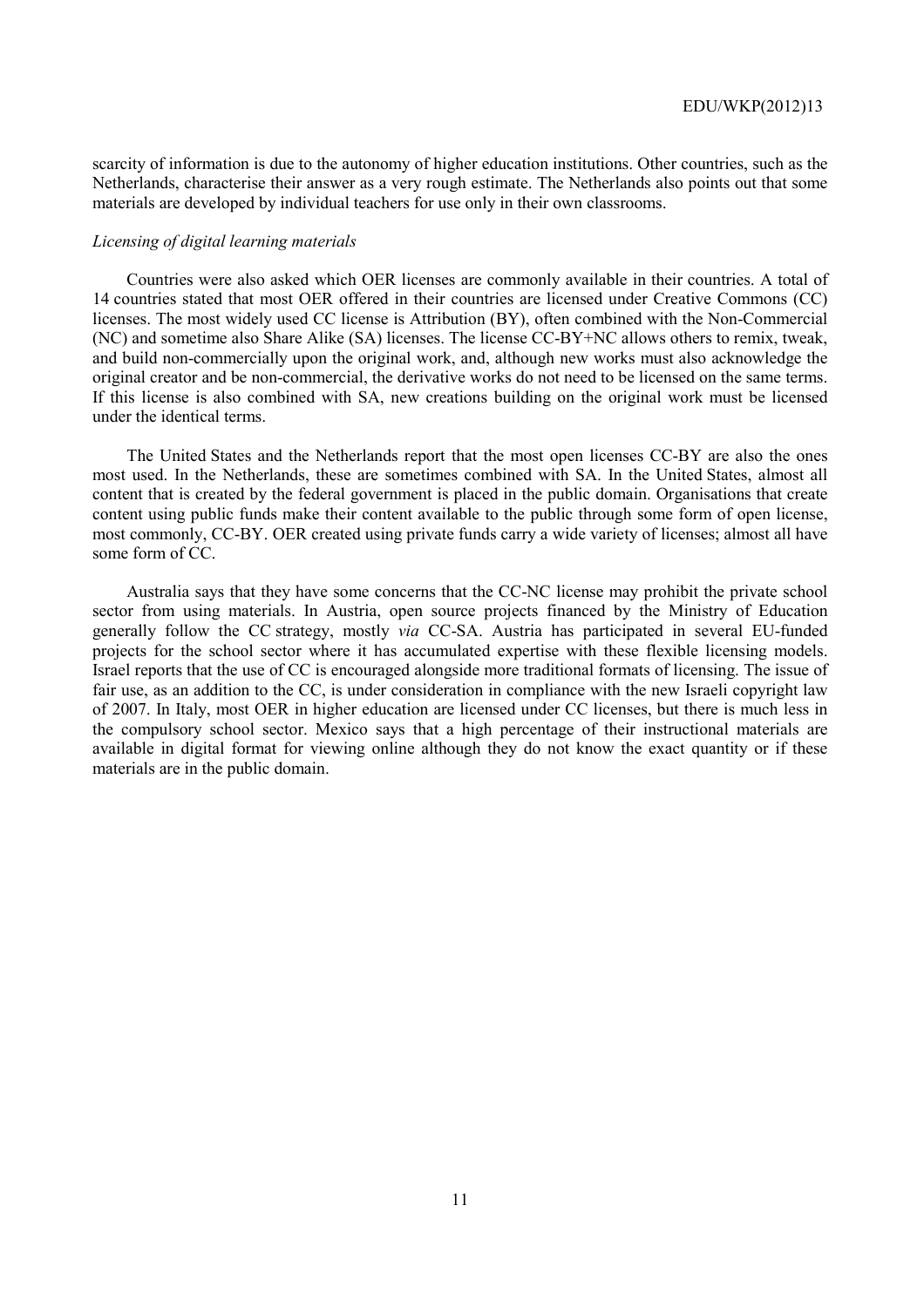scarcity of information is due to the autonomy of higher education institutions. Other countries, such as the Netherlands, characterise their answer as a very rough estimate. The Netherlands also points out that some materials are developed by individual teachers for use only in their own classrooms.

*Licensing of digital learning materials*

Countries were also asked which OER licenses are commonly available in their countries. A total of 14 countries stated that most OER offered in their countries are licensed under Creative Commons (CC) licenses. The most widely used CC license is Attribution (BY), often combined with the Non-Commercial (NC) and sometime also Share Alike (SA) licenses. The license CC-BY+NC allows others to remix, tweak, and build non-commercially upon the original work, and, although new works must also acknowledge the original creator and be non-commercial, the derivative works do not need to be licensed on the same terms. If this license is also combined with SA, new creations building on the original work must be licensed under the identical terms.

The United States and the Netherlands report that the most open licenses CC-BY are also the ones most used. In the Netherlands, these are sometimes combined with SA. In the United States, almost all content that is created by the federal government is placed in the public domain. Organisations that create content using public funds make their content available to the public through some form of open license, most commonly, CC-BY. OER created using private funds carry a wide variety of licenses; almost all have some form of CC.

Australia says that they have some concerns that the CC-NC license may prohibit the private school sector from using materials. In Austria, open source projects financed by the Ministry of Education generally follow the CC strategy, mostly *via* CC-SA. Austria has participated in several EU-funded projects for the school sector where it has accumulated expertise with these flexible licensing models. Israel reports that the use of CC is encouraged alongside more traditional formats of licensing. The issue of fair use, as an addition to the CC, is under consideration in compliance with the new Israeli copyright law of 2007. In Italy, most OER in higher education are licensed under CC licenses, but there is much less in the compulsory school sector. Mexico says that a high percentage of their instructional materials are available in digital format for viewing online although they do not know the exact quantity or if these materials are in the public domain.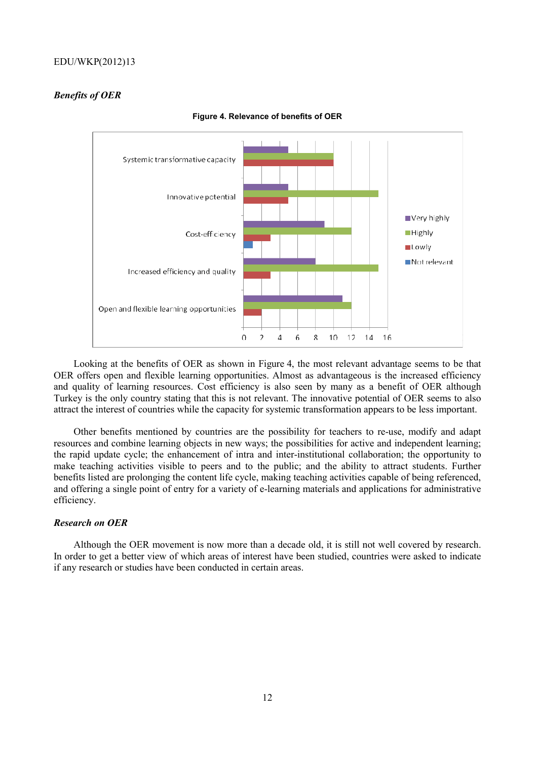### *Benefits of OER*

**Figure 4. Relevance of benefits of OER**

Looking at the benefits of OER as shown in Figure 4, the most relevant advantage seems to be that OER offers open and flexible learning opportunities. Almost as advantageous is the increased efficiency and quality of learning resources. Cost efficiency is also seen by many as a benefit of OER although Turkey is the only country stating that this is not relevant. The innovative potential of OER seems to also attract the interest of countries while the capacity for systemic transformation appears to be less important.

Other benefits mentioned by countries are the possibility for teachers to re-use, modify and adapt resources and combine learning objects in new ways; the possibilities for active and independent learning; the rapid update cycle; the enhancement of intra and inter-institutional collaboration; the opportunity to make teaching activities visible to peers and to the public; and the ability to attract students. Further benefits listed are prolonging the content life cycle, making teaching activities capable of being referenced, and offering a single point of entry for a variety of e-learning materials and applications for administrative efficiency.

### *Research on OER*

Although the OER movement is now more than a decade old, it is still not well covered by research. In order to get a better view of which areas of interest have been studied, countries were asked to indicate if any research or studies have been conducted in certain areas.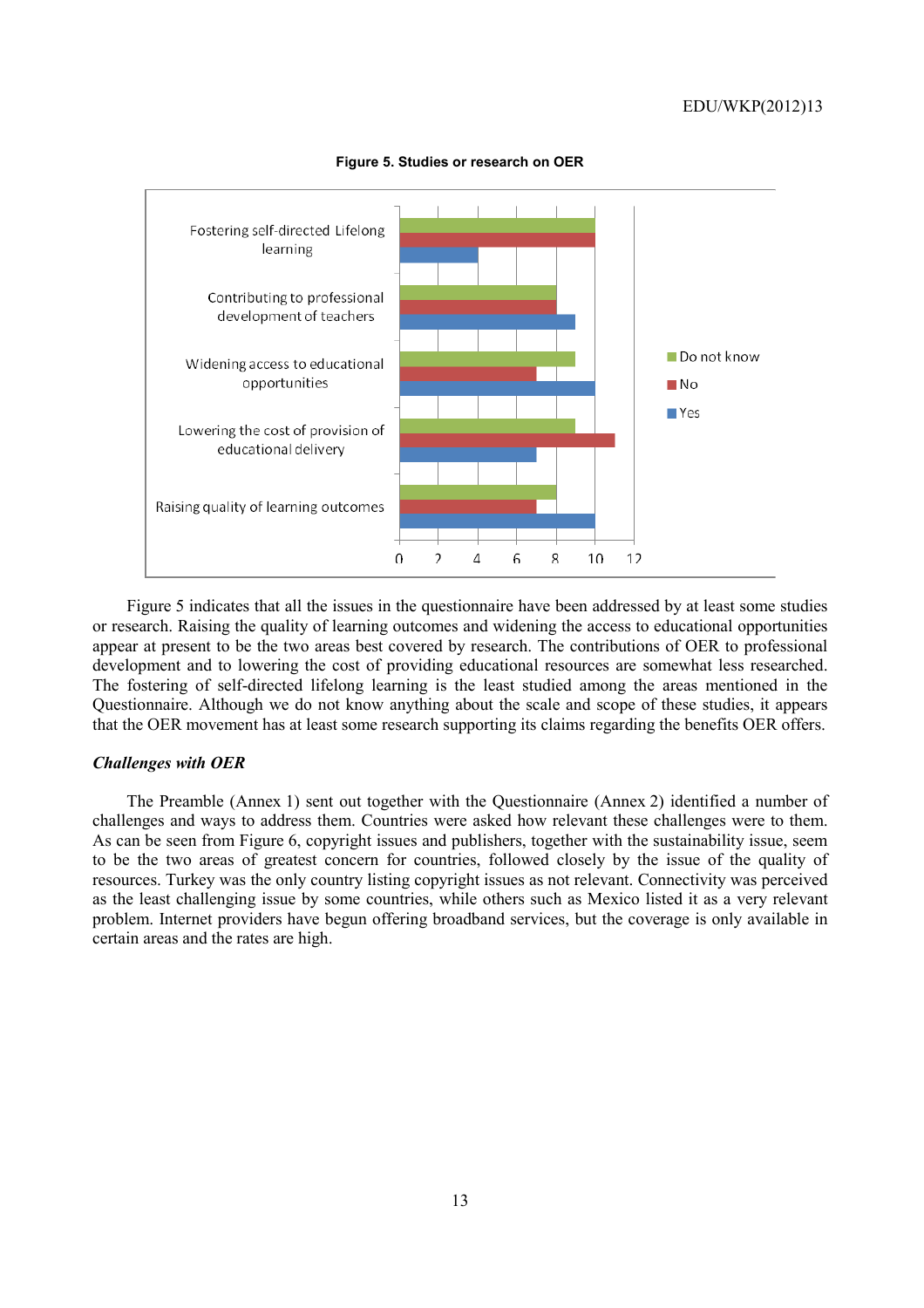**Figure 5. Studies or research on OER**

| | Yes | No | Do not know |
|---|---|---|---|
| Fostering self-directed Lifelong learning | 4 | 10 | 10 |
| Contributing to professional development of teachers | 9 | 8 | 8 |
| Widening access to educational opportunities | 10 | 7 | 9 |
| Lowering the cost of provision of educational delivery | 7 | 11 | 9 |
| Raising quality of learning outcomes | 10 | 7 | 8 |

Figure 5 indicates that all the issues in the questionnaire have been addressed by at least some studies or research. Raising the quality of learning outcomes and widening the access to educational opportunities appear at present to be the two areas best covered by research. The contributions of OER to professional development and to lowering the cost of providing educational resources are somewhat less researched. The fostering of self-directed lifelong learning is the least studied among the areas mentioned in the Questionnaire. Although we do not know anything about the scale and scope of these studies, it appears that the OER movement has at least some research supporting its claims regarding the benefits OER offers.

***Challenges with OER***

The Preamble (Annex 1) sent out together with the Questionnaire (Annex 2) identified a number of challenges and ways to address them. Countries were asked how relevant these challenges were to them. As can be seen from Figure 6, copyright issues and publishers, together with the sustainability issue, seem to be the two areas of greatest concern for countries, followed closely by the issue of the quality of resources. Turkey was the only country listing copyright issues as not relevant. Connectivity was perceived as the least challenging issue by some countries, while others such as Mexico listed it as a very relevant problem. Internet providers have begun offering broadband services, but the coverage is only available in certain areas and the rates are high.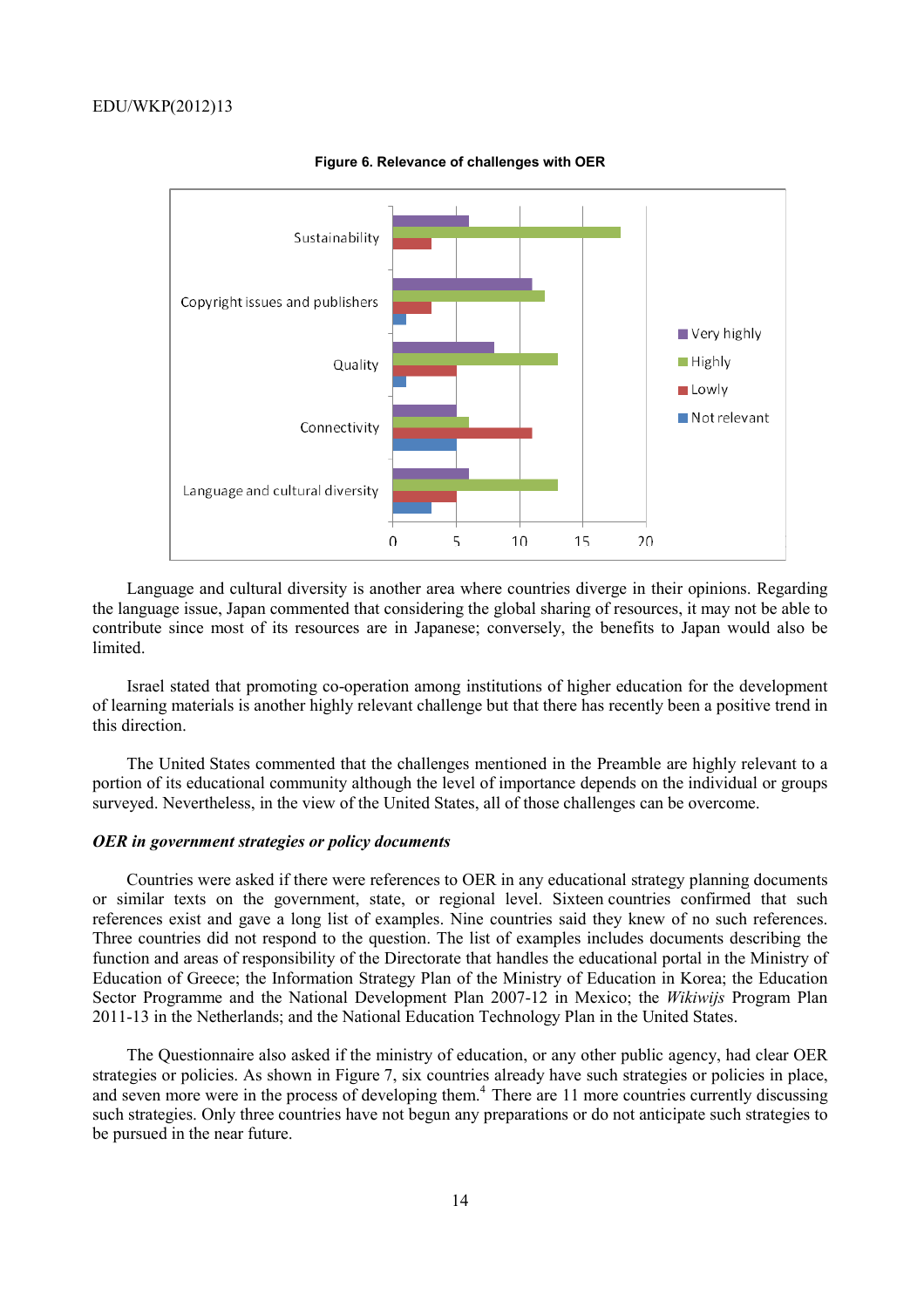**Figure 6. Relevance of challenges with OER**

Language and cultural diversity is another area where countries diverge in their opinions. Regarding the language issue, Japan commented that considering the global sharing of resources, it may not be able to contribute since most of its resources are in Japanese; conversely, the benefits to Japan would also be limited.

Israel stated that promoting co-operation among institutions of higher education for the development of learning materials is another highly relevant challenge but that there has recently been a positive trend in this direction.

The United States commented that the challenges mentioned in the Preamble are highly relevant to a portion of its educational community although the level of importance depends on the individual or groups surveyed. Nevertheless, in the view of the United States, all of those challenges can be overcome.

### *OER in government strategies or policy documents*

Countries were asked if there were references to OER in any educational strategy planning documents or similar texts on the government, state, or regional level. Sixteen countries confirmed that such references exist and gave a long list of examples. Nine countries said they knew of no such references. Three countries did not respond to the question. The list of examples includes documents describing the function and areas of responsibility of the Directorate that handles the educational portal in the Ministry of Education of Greece; the Information Strategy Plan of the Ministry of Education in Korea; the Education Sector Programme and the National Development Plan 2007-12 in Mexico; the *Wikiwijs* Program Plan 2011-13 in the Netherlands; and the National Education Technology Plan in the United States.

The Questionnaire also asked if the ministry of education, or any other public agency, had clear OER strategies or policies. As shown in Figure 7, six countries already have such strategies or policies in place, and seven more were in the process of developing them.[4] There are 11 more countries currently discussing such strategies. Only three countries have not begun any preparations or do not anticipate such strategies to be pursued in the near future.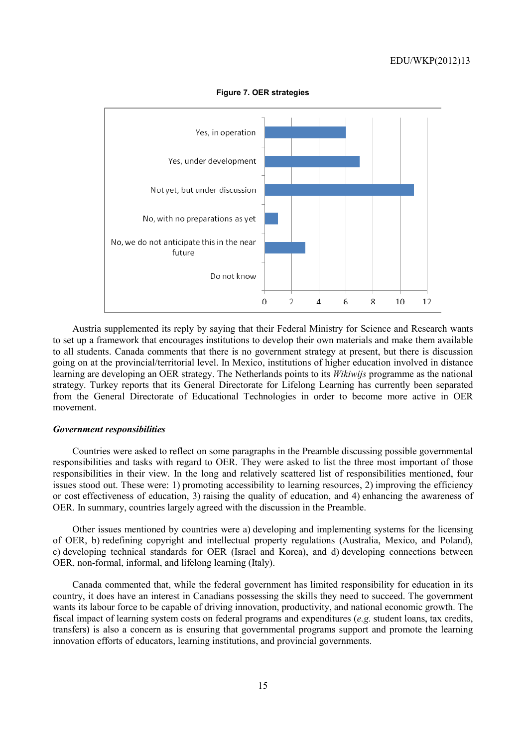**Figure 7. OER strategies**

| Response | Count |
|---|---|
| Yes, in operation | 6 |
| Yes, under development | 7 |
| Not yet, but under discussion | 11 |
| No, with no preparations as yet | 1 |
| No, we do not anticipate this in the near future | 3 |
| Do not know | 0 |

Austria supplemented its reply by saying that their Federal Ministry for Science and Research wants to set up a framework that encourages institutions to develop their own materials and make them available to all students. Canada comments that there is no government strategy at present, but there is discussion going on at the provincial/territorial level. In Mexico, institutions of higher education involved in distance learning are developing an OER strategy. The Netherlands points to its *Wikiwijs* programme as the national strategy. Turkey reports that its General Directorate for Lifelong Learning has currently been separated from the General Directorate of Educational Technologies in order to become more active in OER movement.

***Government responsibilities***

Countries were asked to reflect on some paragraphs in the Preamble discussing possible governmental responsibilities and tasks with regard to OER. They were asked to list the three most important of those responsibilities in their view. In the long and relatively scattered list of responsibilities mentioned, four issues stood out. These were: 1) promoting accessibility to learning resources, 2) improving the efficiency or cost effectiveness of education, 3) raising the quality of education, and 4) enhancing the awareness of OER. In summary, countries largely agreed with the discussion in the Preamble.

Other issues mentioned by countries were a) developing and implementing systems for the licensing of OER, b) redefining copyright and intellectual property regulations (Australia, Mexico, and Poland), c) developing technical standards for OER (Israel and Korea), and d) developing connections between OER, non-formal, informal, and lifelong learning (Italy).

Canada commented that, while the federal government has limited responsibility for education in its country, it does have an interest in Canadians possessing the skills they need to succeed. The government wants its labour force to be capable of driving innovation, productivity, and national economic growth. The fiscal impact of learning system costs on federal programs and expenditures (*e.g.* student loans, tax credits, transfers) is also a concern as is ensuring that governmental programs support and promote the learning innovation efforts of educators, learning institutions, and provincial governments.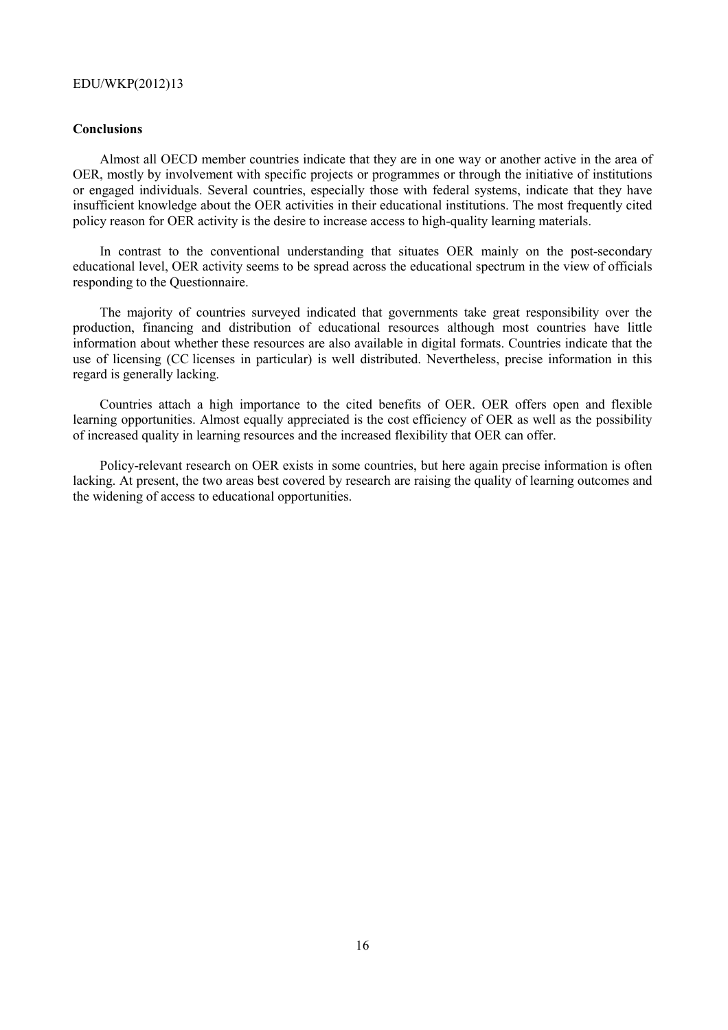## Conclusions

Almost all OECD member countries indicate that they are in one way or another active in the area of OER, mostly by involvement with specific projects or programmes or through the initiative of institutions or engaged individuals. Several countries, especially those with federal systems, indicate that they have insufficient knowledge about the OER activities in their educational institutions. The most frequently cited policy reason for OER activity is the desire to increase access to high-quality learning materials.

In contrast to the conventional understanding that situates OER mainly on the post-secondary educational level, OER activity seems to be spread across the educational spectrum in the view of officials responding to the Questionnaire.

The majority of countries surveyed indicated that governments take great responsibility over the production, financing and distribution of educational resources although most countries have little information about whether these resources are also available in digital formats. Countries indicate that the use of licensing (CC licenses in particular) is well distributed. Nevertheless, precise information in this regard is generally lacking.

Countries attach a high importance to the cited benefits of OER. OER offers open and flexible learning opportunities. Almost equally appreciated is the cost efficiency of OER as well as the possibility of increased quality in learning resources and the increased flexibility that OER can offer.

Policy-relevant research on OER exists in some countries, but here again precise information is often lacking. At present, the two areas best covered by research are raising the quality of learning outcomes and the widening of access to educational opportunities.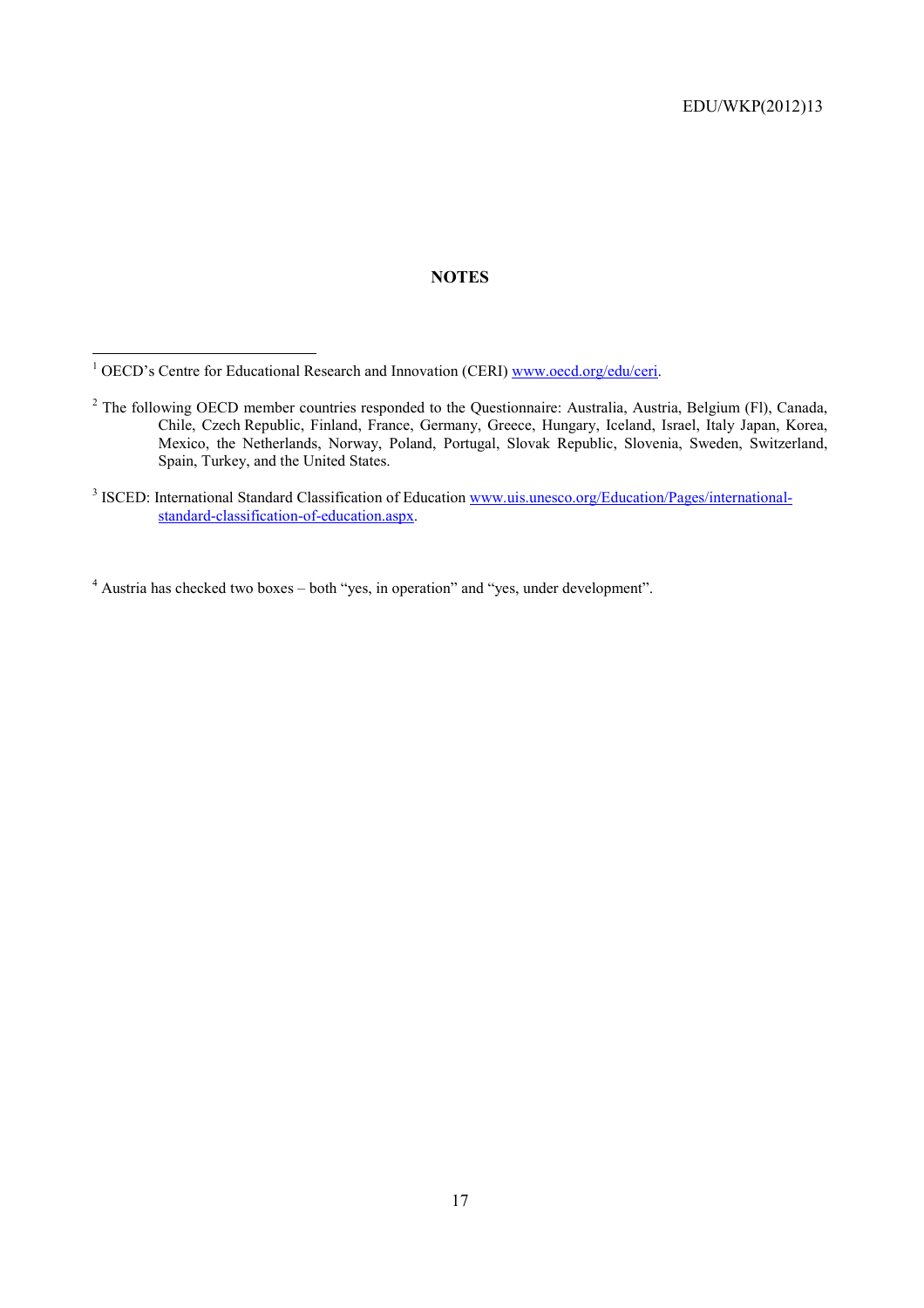## NOTES

[1] OECD's Centre for Educational Research and Innovation (CERI) www.oecd.org/edu/ceri.

[2] The following OECD member countries responded to the Questionnaire: Australia, Austria, Belgium (Fl), Canada, Chile, Czech Republic, Finland, France, Germany, Greece, Hungary, Iceland, Israel, Italy Japan, Korea, Mexico, the Netherlands, Norway, Poland, Portugal, Slovak Republic, Slovenia, Sweden, Switzerland, Spain, Turkey, and the United States.

[3] ISCED: International Standard Classification of Education www.uis.unesco.org/Education/Pages/international-standard-classification-of-education.aspx.

[4] Austria has checked two boxes – both "yes, in operation" and "yes, under development".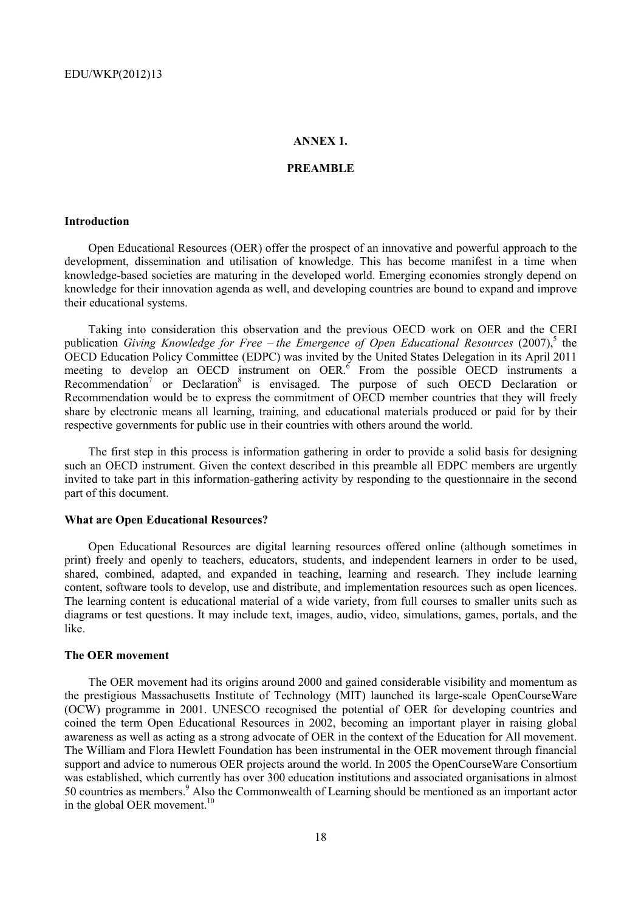# ANNEX 1.

# PREAMBLE

## Introduction

Open Educational Resources (OER) offer the prospect of an innovative and powerful approach to the development, dissemination and utilisation of knowledge. This has become manifest in a time when knowledge-based societies are maturing in the developed world. Emerging economies strongly depend on knowledge for their innovation agenda as well, and developing countries are bound to expand and improve their educational systems.

Taking into consideration this observation and the previous OECD work on OER and the CERI publication *Giving Knowledge for Free – the Emergence of Open Educational Resources* (2007),[5] the OECD Education Policy Committee (EDPC) was invited by the United States Delegation in its April 2011 meeting to develop an OECD instrument on OER.[6] From the possible OECD instruments a Recommendation[7] or Declaration[8] is envisaged. The purpose of such OECD Declaration or Recommendation would be to express the commitment of OECD member countries that they will freely share by electronic means all learning, training, and educational materials produced or paid for by their respective governments for public use in their countries with others around the world.

The first step in this process is information gathering in order to provide a solid basis for designing such an OECD instrument. Given the context described in this preamble all EDPC members are urgently invited to take part in this information-gathering activity by responding to the questionnaire in the second part of this document.

## What are Open Educational Resources?

Open Educational Resources are digital learning resources offered online (although sometimes in print) freely and openly to teachers, educators, students, and independent learners in order to be used, shared, combined, adapted, and expanded in teaching, learning and research. They include learning content, software tools to develop, use and distribute, and implementation resources such as open licences. The learning content is educational material of a wide variety, from full courses to smaller units such as diagrams or test questions. It may include text, images, audio, video, simulations, games, portals, and the like.

## The OER movement

The OER movement had its origins around 2000 and gained considerable visibility and momentum as the prestigious Massachusetts Institute of Technology (MIT) launched its large-scale OpenCourseWare (OCW) programme in 2001. UNESCO recognised the potential of OER for developing countries and coined the term Open Educational Resources in 2002, becoming an important player in raising global awareness as well as acting as a strong advocate of OER in the context of the Education for All movement. The William and Flora Hewlett Foundation has been instrumental in the OER movement through financial support and advice to numerous OER projects around the world. In 2005 the OpenCourseWare Consortium was established, which currently has over 300 education institutions and associated organisations in almost 50 countries as members.[9] Also the Commonwealth of Learning should be mentioned as an important actor in the global OER movement.[10]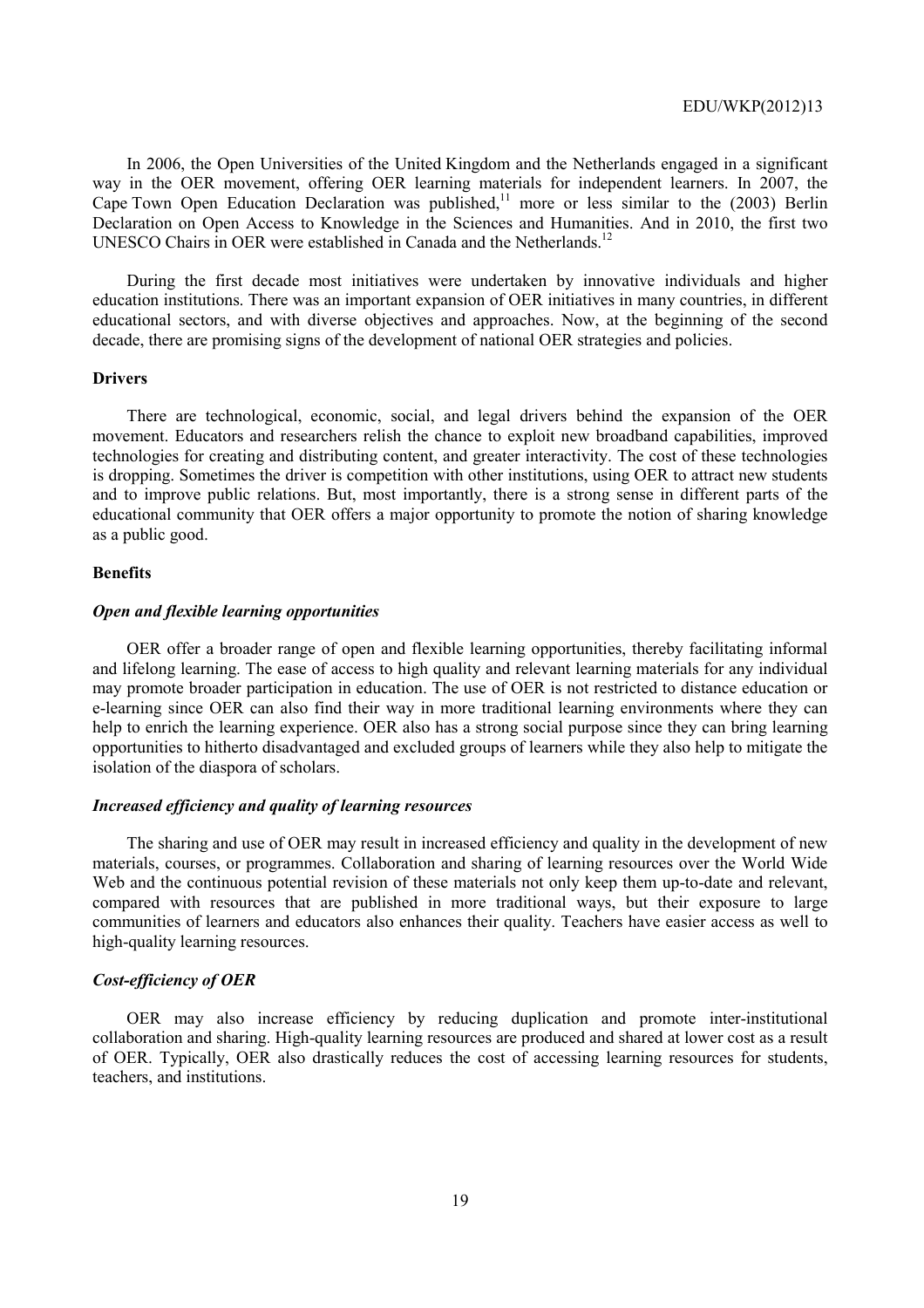In 2006, the Open Universities of the United Kingdom and the Netherlands engaged in a significant way in the OER movement, offering OER learning materials for independent learners. In 2007, the Cape Town Open Education Declaration was published,[11] more or less similar to the (2003) Berlin Declaration on Open Access to Knowledge in the Sciences and Humanities. And in 2010, the first two UNESCO Chairs in OER were established in Canada and the Netherlands.[12]

During the first decade most initiatives were undertaken by innovative individuals and higher education institutions. There was an important expansion of OER initiatives in many countries, in different educational sectors, and with diverse objectives and approaches. Now, at the beginning of the second decade, there are promising signs of the development of national OER strategies and policies.

## Drivers

There are technological, economic, social, and legal drivers behind the expansion of the OER movement. Educators and researchers relish the chance to exploit new broadband capabilities, improved technologies for creating and distributing content, and greater interactivity. The cost of these technologies is dropping. Sometimes the driver is competition with other institutions, using OER to attract new students and to improve public relations. But, most importantly, there is a strong sense in different parts of the educational community that OER offers a major opportunity to promote the notion of sharing knowledge as a public good.

## Benefits

### *Open and flexible learning opportunities*

OER offer a broader range of open and flexible learning opportunities, thereby facilitating informal and lifelong learning. The ease of access to high quality and relevant learning materials for any individual may promote broader participation in education. The use of OER is not restricted to distance education or e-learning since OER can also find their way in more traditional learning environments where they can help to enrich the learning experience. OER also has a strong social purpose since they can bring learning opportunities to hitherto disadvantaged and excluded groups of learners while they also help to mitigate the isolation of the diaspora of scholars.

### *Increased efficiency and quality of learning resources*

The sharing and use of OER may result in increased efficiency and quality in the development of new materials, courses, or programmes. Collaboration and sharing of learning resources over the World Wide Web and the continuous potential revision of these materials not only keep them up-to-date and relevant, compared with resources that are published in more traditional ways, but their exposure to large communities of learners and educators also enhances their quality. Teachers have easier access as well to high-quality learning resources.

### *Cost-efficiency of OER*

OER may also increase efficiency by reducing duplication and promote inter-institutional collaboration and sharing. High-quality learning resources are produced and shared at lower cost as a result of OER. Typically, OER also drastically reduces the cost of accessing learning resources for students, teachers, and institutions.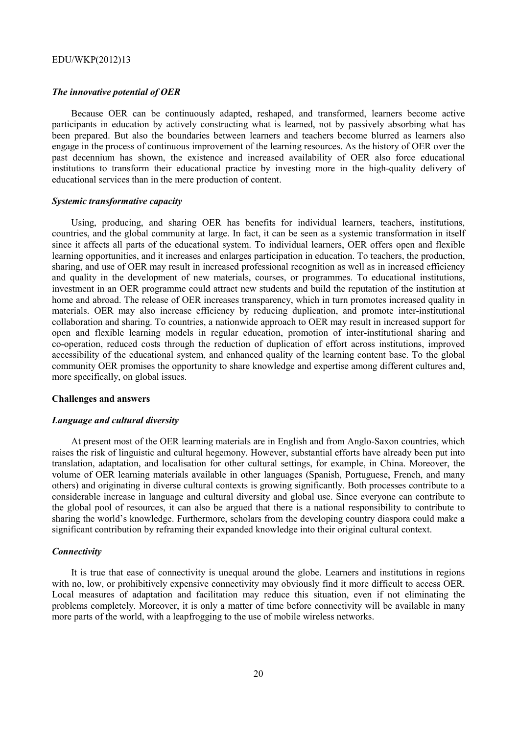### *The innovative potential of OER*

Because OER can be continuously adapted, reshaped, and transformed, learners become active participants in education by actively constructing what is learned, not by passively absorbing what has been prepared. But also the boundaries between learners and teachers become blurred as learners also engage in the process of continuous improvement of the learning resources. As the history of OER over the past decennium has shown, the existence and increased availability of OER also force educational institutions to transform their educational practice by investing more in the high-quality delivery of educational services than in the mere production of content.

### *Systemic transformative capacity*

Using, producing, and sharing OER has benefits for individual learners, teachers, institutions, countries, and the global community at large. In fact, it can be seen as a systemic transformation in itself since it affects all parts of the educational system. To individual learners, OER offers open and flexible learning opportunities, and it increases and enlarges participation in education. To teachers, the production, sharing, and use of OER may result in increased professional recognition as well as in increased efficiency and quality in the development of new materials, courses, or programmes. To educational institutions, investment in an OER programme could attract new students and build the reputation of the institution at home and abroad. The release of OER increases transparency, which in turn promotes increased quality in materials. OER may also increase efficiency by reducing duplication, and promote inter-institutional collaboration and sharing. To countries, a nationwide approach to OER may result in increased support for open and flexible learning models in regular education, promotion of inter-institutional sharing and co-operation, reduced costs through the reduction of duplication of effort across institutions, improved accessibility of the educational system, and enhanced quality of the learning content base. To the global community OER promises the opportunity to share knowledge and expertise among different cultures and, more specifically, on global issues.

## **Challenges and answers**

### *Language and cultural diversity*

At present most of the OER learning materials are in English and from Anglo-Saxon countries, which raises the risk of linguistic and cultural hegemony. However, substantial efforts have already been put into translation, adaptation, and localisation for other cultural settings, for example, in China. Moreover, the volume of OER learning materials available in other languages (Spanish, Portuguese, French, and many others) and originating in diverse cultural contexts is growing significantly. Both processes contribute to a considerable increase in language and cultural diversity and global use. Since everyone can contribute to the global pool of resources, it can also be argued that there is a national responsibility to contribute to sharing the world's knowledge. Furthermore, scholars from the developing country diaspora could make a significant contribution by reframing their expanded knowledge into their original cultural context.

### *Connectivity*

It is true that ease of connectivity is unequal around the globe. Learners and institutions in regions with no, low, or prohibitively expensive connectivity may obviously find it more difficult to access OER. Local measures of adaptation and facilitation may reduce this situation, even if not eliminating the problems completely. Moreover, it is only a matter of time before connectivity will be available in many more parts of the world, with a leapfrogging to the use of mobile wireless networks.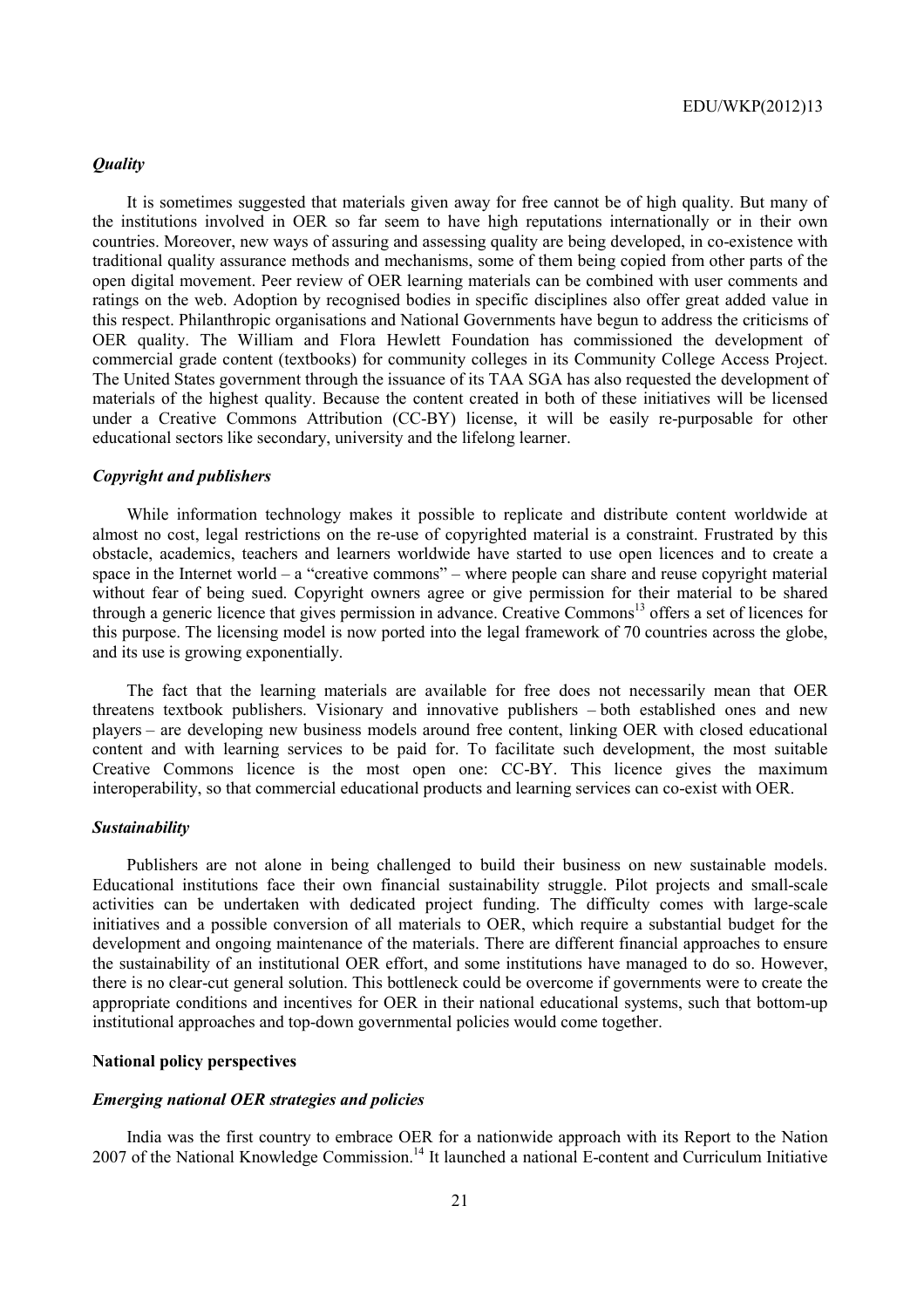### *Quality*

It is sometimes suggested that materials given away for free cannot be of high quality. But many of the institutions involved in OER so far seem to have high reputations internationally or in their own countries. Moreover, new ways of assuring and assessing quality are being developed, in co-existence with traditional quality assurance methods and mechanisms, some of them being copied from other parts of the open digital movement. Peer review of OER learning materials can be combined with user comments and ratings on the web. Adoption by recognised bodies in specific disciplines also offer great added value in this respect. Philanthropic organisations and National Governments have begun to address the criticisms of OER quality. The William and Flora Hewlett Foundation has commissioned the development of commercial grade content (textbooks) for community colleges in its Community College Access Project. The United States government through the issuance of its TAA SGA has also requested the development of materials of the highest quality. Because the content created in both of these initiatives will be licensed under a Creative Commons Attribution (CC-BY) license, it will be easily re-purposable for other educational sectors like secondary, university and the lifelong learner.

### *Copyright and publishers*

While information technology makes it possible to replicate and distribute content worldwide at almost no cost, legal restrictions on the re-use of copyrighted material is a constraint. Frustrated by this obstacle, academics, teachers and learners worldwide have started to use open licences and to create a space in the Internet world – a "creative commons" – where people can share and reuse copyright material without fear of being sued. Copyright owners agree or give permission for their material to be shared through a generic licence that gives permission in advance. Creative Commons[13] offers a set of licences for this purpose. The licensing model is now ported into the legal framework of 70 countries across the globe, and its use is growing exponentially.

The fact that the learning materials are available for free does not necessarily mean that OER threatens textbook publishers. Visionary and innovative publishers – both established ones and new players – are developing new business models around free content, linking OER with closed educational content and with learning services to be paid for. To facilitate such development, the most suitable Creative Commons licence is the most open one: CC-BY. This licence gives the maximum interoperability, so that commercial educational products and learning services can co-exist with OER.

### *Sustainability*

Publishers are not alone in being challenged to build their business on new sustainable models. Educational institutions face their own financial sustainability struggle. Pilot projects and small-scale activities can be undertaken with dedicated project funding. The difficulty comes with large-scale initiatives and a possible conversion of all materials to OER, which require a substantial budget for the development and ongoing maintenance of the materials. There are different financial approaches to ensure the sustainability of an institutional OER effort, and some institutions have managed to do so. However, there is no clear-cut general solution. This bottleneck could be overcome if governments were to create the appropriate conditions and incentives for OER in their national educational systems, such that bottom-up institutional approaches and top-down governmental policies would come together.

## **National policy perspectives**

### *Emerging national OER strategies and policies*

India was the first country to embrace OER for a nationwide approach with its Report to the Nation 2007 of the National Knowledge Commission.[14] It launched a national E-content and Curriculum Initiative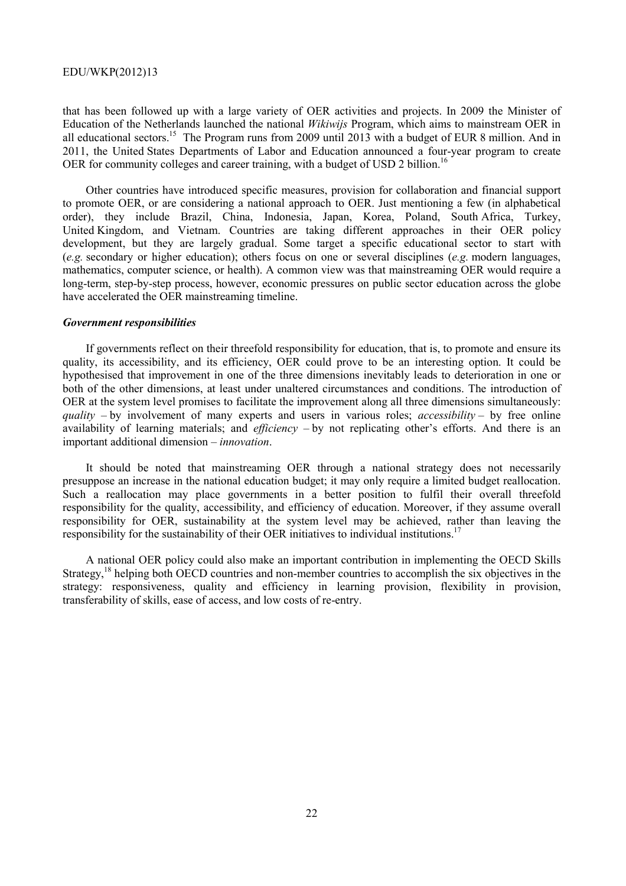that has been followed up with a large variety of OER activities and projects. In 2009 the Minister of Education of the Netherlands launched the national *Wikiwijs* Program, which aims to mainstream OER in all educational sectors.[15] The Program runs from 2009 until 2013 with a budget of EUR 8 million. And in 2011, the United States Departments of Labor and Education announced a four-year program to create OER for community colleges and career training, with a budget of USD 2 billion.[16]

Other countries have introduced specific measures, provision for collaboration and financial support to promote OER, or are considering a national approach to OER. Just mentioning a few (in alphabetical order), they include Brazil, China, Indonesia, Japan, Korea, Poland, South Africa, Turkey, United Kingdom, and Vietnam. Countries are taking different approaches in their OER policy development, but they are largely gradual. Some target a specific educational sector to start with (*e.g.* secondary or higher education); others focus on one or several disciplines (*e.g.* modern languages, mathematics, computer science, or health). A common view was that mainstreaming OER would require a long-term, step-by-step process, however, economic pressures on public sector education across the globe have accelerated the OER mainstreaming timeline.

### *Government responsibilities*

If governments reflect on their threefold responsibility for education, that is, to promote and ensure its quality, its accessibility, and its efficiency, OER could prove to be an interesting option. It could be hypothesised that improvement in one of the three dimensions inevitably leads to deterioration in one or both of the other dimensions, at least under unaltered circumstances and conditions. The introduction of OER at the system level promises to facilitate the improvement along all three dimensions simultaneously: *quality* – by involvement of many experts and users in various roles; *accessibility* – by free online availability of learning materials; and *efficiency* – by not replicating other's efforts. And there is an important additional dimension – *innovation*.

It should be noted that mainstreaming OER through a national strategy does not necessarily presuppose an increase in the national education budget; it may only require a limited budget reallocation. Such a reallocation may place governments in a better position to fulfil their overall threefold responsibility for the quality, accessibility, and efficiency of education. Moreover, if they assume overall responsibility for OER, sustainability at the system level may be achieved, rather than leaving the responsibility for the sustainability of their OER initiatives to individual institutions.[17]

A national OER policy could also make an important contribution in implementing the OECD Skills Strategy,[18] helping both OECD countries and non-member countries to accomplish the six objectives in the strategy: responsiveness, quality and efficiency in learning provision, flexibility in provision, transferability of skills, ease of access, and low costs of re-entry.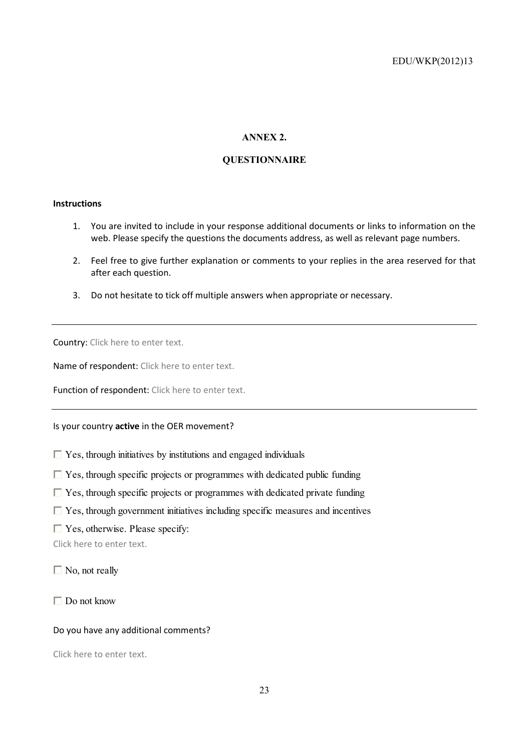# ANNEX 2.

## QUESTIONNAIRE

**Instructions**

1. You are invited to include in your response additional documents or links to information on the web. Please specify the questions the documents address, as well as relevant page numbers.
2. Feel free to give further explanation or comments to your replies in the area reserved for that after each question.
3. Do not hesitate to tick off multiple answers when appropriate or necessary.

---

Country: Click here to enter text.

Name of respondent: Click here to enter text.

Function of respondent: Click here to enter text.

---

Is your country **active** in the OER movement?

- ☐ Yes, through initiatives by institutions and engaged individuals
- ☐ Yes, through specific projects or programmes with dedicated public funding
- ☐ Yes, through specific projects or programmes with dedicated private funding
- ☐ Yes, through government initiatives including specific measures and incentives
- ☐ Yes, otherwise. Please specify:

Click here to enter text.

- ☐ No, not really

- ☐ Do not know

Do you have any additional comments?

Click here to enter text.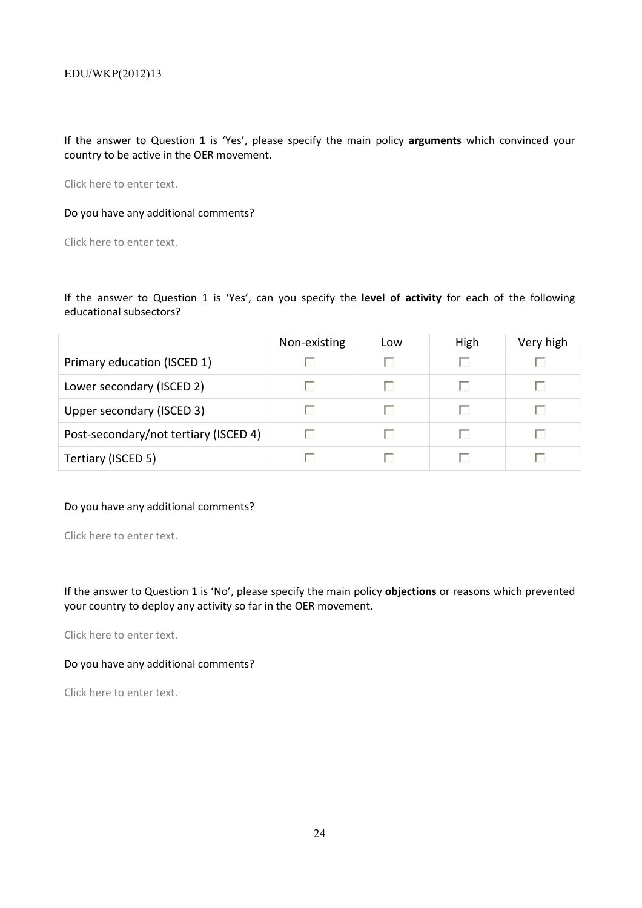If the answer to Question 1 is 'Yes', please specify the main policy **arguments** which convinced your country to be active in the OER movement.

Click here to enter text.

Do you have any additional comments?

Click here to enter text.

If the answer to Question 1 is 'Yes', can you specify the **level of activity** for each of the following educational subsectors?

| | Non-existing | Low | High | Very high |
|---|---|---|---|---|
| Primary education (ISCED 1) | ☐ | ☐ | ☐ | ☐ |
| Lower secondary (ISCED 2) | ☐ | ☐ | ☐ | ☐ |
| Upper secondary (ISCED 3) | ☐ | ☐ | ☐ | ☐ |
| Post-secondary/not tertiary (ISCED 4) | ☐ | ☐ | ☐ | ☐ |
| Tertiary (ISCED 5) | ☐ | ☐ | ☐ | ☐ |

Do you have any additional comments?

Click here to enter text.

If the answer to Question 1 is 'No', please specify the main policy **objections** or reasons which prevented your country to deploy any activity so far in the OER movement.

Click here to enter text.

Do you have any additional comments?

Click here to enter text.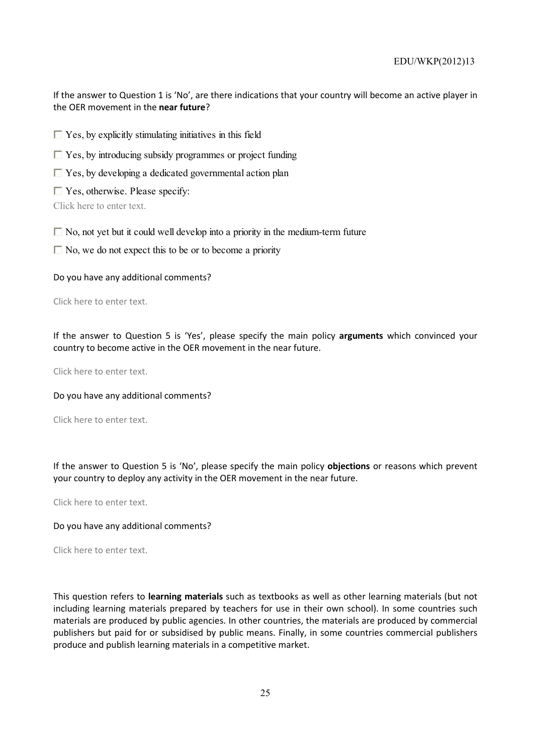If the answer to Question 1 is 'No', are there indications that your country will become an active player in the OER movement in the **near future**?

☐ Yes, by explicitly stimulating initiatives in this field

☐ Yes, by introducing subsidy programmes or project funding

☐ Yes, by developing a dedicated governmental action plan

☐ Yes, otherwise. Please specify:

Click here to enter text.

☐ No, not yet but it could well develop into a priority in the medium-term future

☐ No, we do not expect this to be or to become a priority

Do you have any additional comments?

Click here to enter text.

If the answer to Question 5 is 'Yes', please specify the main policy **arguments** which convinced your country to become active in the OER movement in the near future.

Click here to enter text.

Do you have any additional comments?

Click here to enter text.

If the answer to Question 5 is 'No', please specify the main policy **objections** or reasons which prevent your country to deploy any activity in the OER movement in the near future.

Click here to enter text.

Do you have any additional comments?

Click here to enter text.

This question refers to **learning materials** such as textbooks as well as other learning materials (but not including learning materials prepared by teachers for use in their own school). In some countries such materials are produced by public agencies. In other countries, the materials are produced by commercial publishers but paid for or subsidised by public means. Finally, in some countries commercial publishers produce and publish learning materials in a competitive market.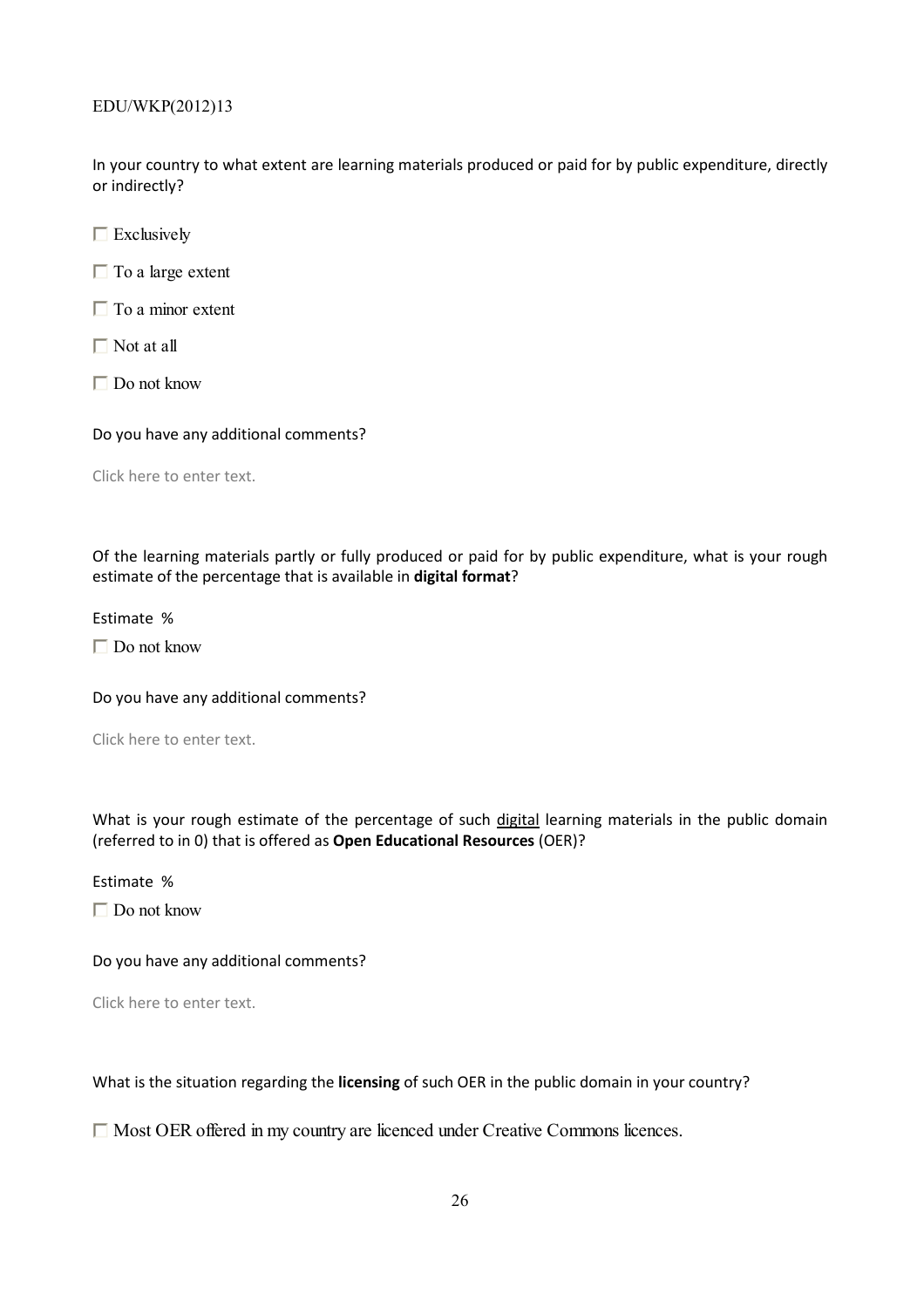In your country to what extent are learning materials produced or paid for by public expenditure, directly or indirectly?

☐ Exclusively

☐ To a large extent

☐ To a minor extent

☐ Not at all

☐ Do not know

Do you have any additional comments?

Click here to enter text.

Of the learning materials partly or fully produced or paid for by public expenditure, what is your rough estimate of the percentage that is available in **digital format**?

Estimate %

☐ Do not know

Do you have any additional comments?

Click here to enter text.

What is your rough estimate of the percentage of such digital learning materials in the public domain (referred to in 0) that is offered as **Open Educational Resources** (OER)?

Estimate %

☐ Do not know

Do you have any additional comments?

Click here to enter text.

What is the situation regarding the **licensing** of such OER in the public domain in your country?

☐ Most OER offered in my country are licenced under Creative Commons licences.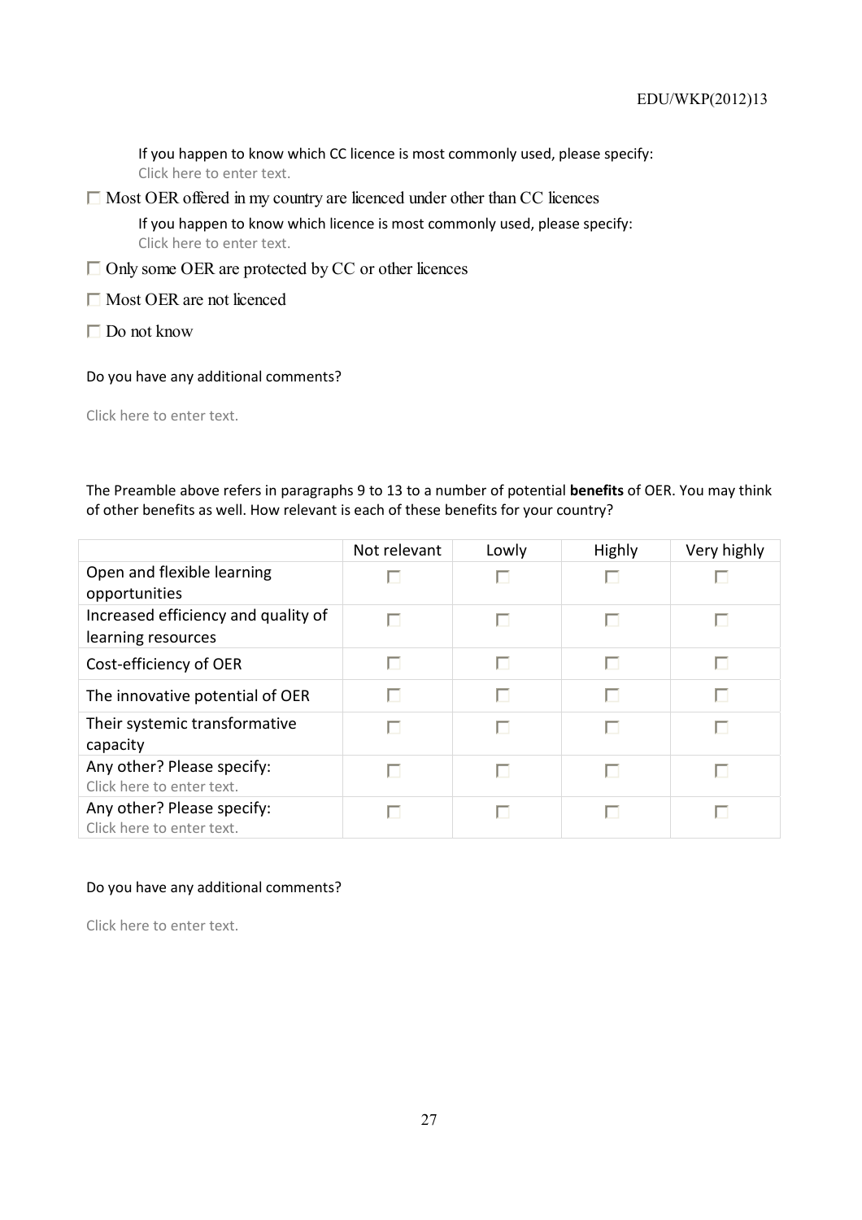If you happen to know which CC licence is most commonly used, please specify:
Click here to enter text.

☐ Most OER offered in my country are licenced under other than CC licences

If you happen to know which licence is most commonly used, please specify:
Click here to enter text.

☐ Only some OER are protected by CC or other licences

☐ Most OER are not licenced

☐ Do not know

Do you have any additional comments?

Click here to enter text.

The Preamble above refers in paragraphs 9 to 13 to a number of potential **benefits** of OER. You may think of other benefits as well. How relevant is each of these benefits for your country?

| | Not relevant | Lowly | Highly | Very highly |
|---|---|---|---|---|
| Open and flexible learning opportunities | ☐ | ☐ | ☐ | ☐ |
| Increased efficiency and quality of learning resources | ☐ | ☐ | ☐ | ☐ |
| Cost-efficiency of OER | ☐ | ☐ | ☐ | ☐ |
| The innovative potential of OER | ☐ | ☐ | ☐ | ☐ |
| Their systemic transformative capacity | ☐ | ☐ | ☐ | ☐ |
| Any other? Please specify: Click here to enter text. | ☐ | ☐ | ☐ | ☐ |
| Any other? Please specify: Click here to enter text. | ☐ | ☐ | ☐ | ☐ |

Do you have any additional comments?

Click here to enter text.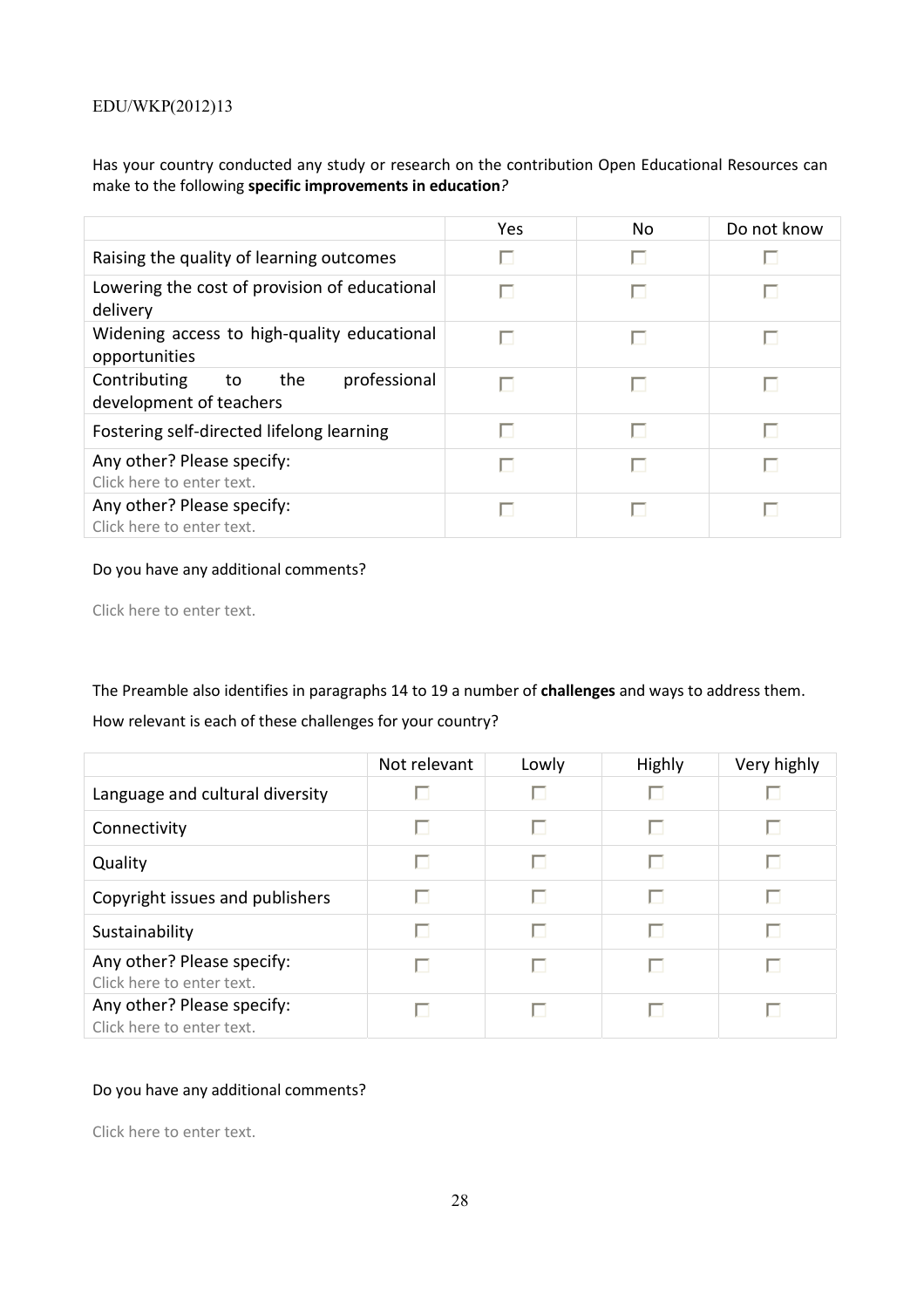Has your country conducted any study or research on the contribution Open Educational Resources can make to the following **specific improvements in education**?

| | Yes | No | Do not know |
|---|---|---|---|
| Raising the quality of learning outcomes | ☐ | ☐ | ☐ |
| Lowering the cost of provision of educational delivery | ☐ | ☐ | ☐ |
| Widening access to high-quality educational opportunities | ☐ | ☐ | ☐ |
| Contributing to the professional development of teachers | ☐ | ☐ | ☐ |
| Fostering self-directed lifelong learning | ☐ | ☐ | ☐ |
| Any other? Please specify: Click here to enter text. | ☐ | ☐ | ☐ |
| Any other? Please specify: Click here to enter text. | ☐ | ☐ | ☐ |

Do you have any additional comments?

Click here to enter text.

The Preamble also identifies in paragraphs 14 to 19 a number of **challenges** and ways to address them.

How relevant is each of these challenges for your country?

| | Not relevant | Lowly | Highly | Very highly |
|---|---|---|---|---|
| Language and cultural diversity | ☐ | ☐ | ☐ | ☐ |
| Connectivity | ☐ | ☐ | ☐ | ☐ |
| Quality | ☐ | ☐ | ☐ | ☐ |
| Copyright issues and publishers | ☐ | ☐ | ☐ | ☐ |
| Sustainability | ☐ | ☐ | ☐ | ☐ |
| Any other? Please specify: Click here to enter text. | ☐ | ☐ | ☐ | ☐ |
| Any other? Please specify: Click here to enter text. | ☐ | ☐ | ☐ | ☐ |

Do you have any additional comments?

Click here to enter text.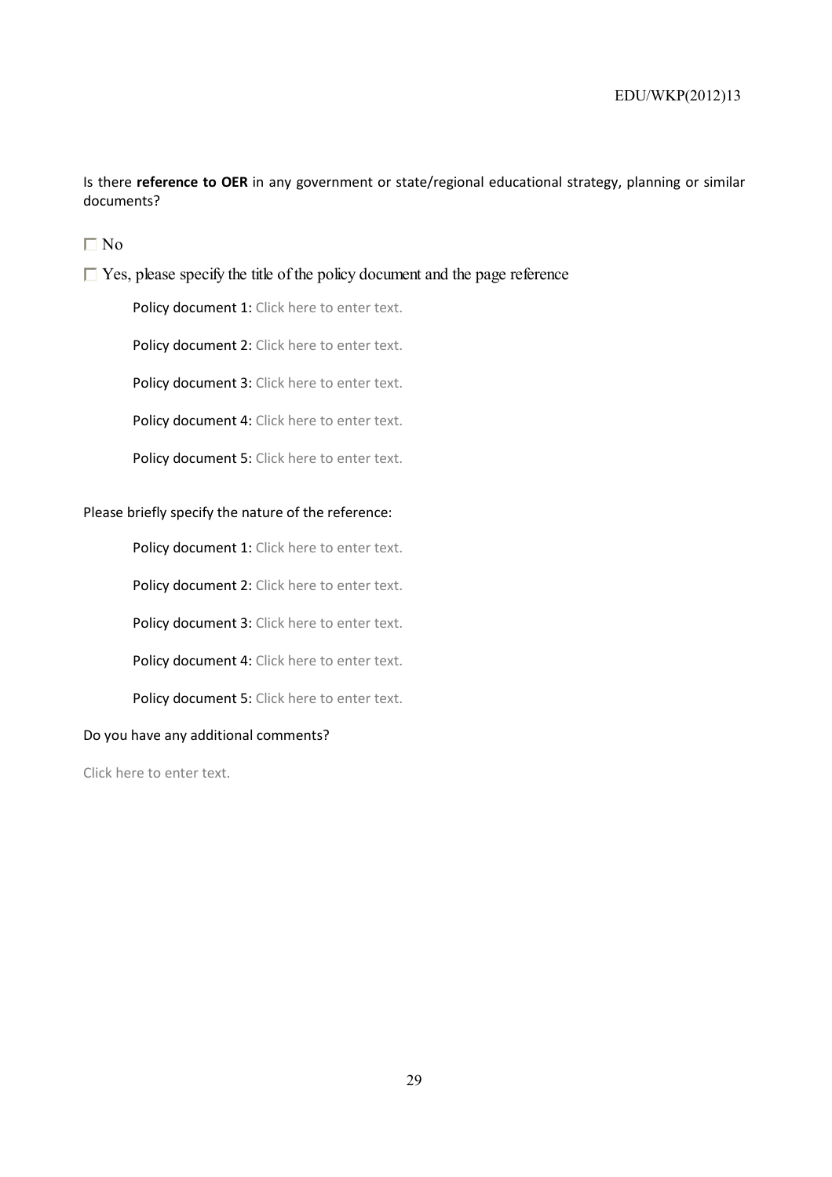Is there **reference to OER** in any government or state/regional educational strategy, planning or similar documents?

☐ No

☐ Yes, please specify the title of the policy document and the page reference

Policy document 1: Click here to enter text.

Policy document 2: Click here to enter text.

Policy document 3: Click here to enter text.

Policy document 4: Click here to enter text.

Policy document 5: Click here to enter text.

Please briefly specify the nature of the reference:

Policy document 1: Click here to enter text.

Policy document 2: Click here to enter text.

Policy document 3: Click here to enter text.

Policy document 4: Click here to enter text.

Policy document 5: Click here to enter text.

Do you have any additional comments?

Click here to enter text.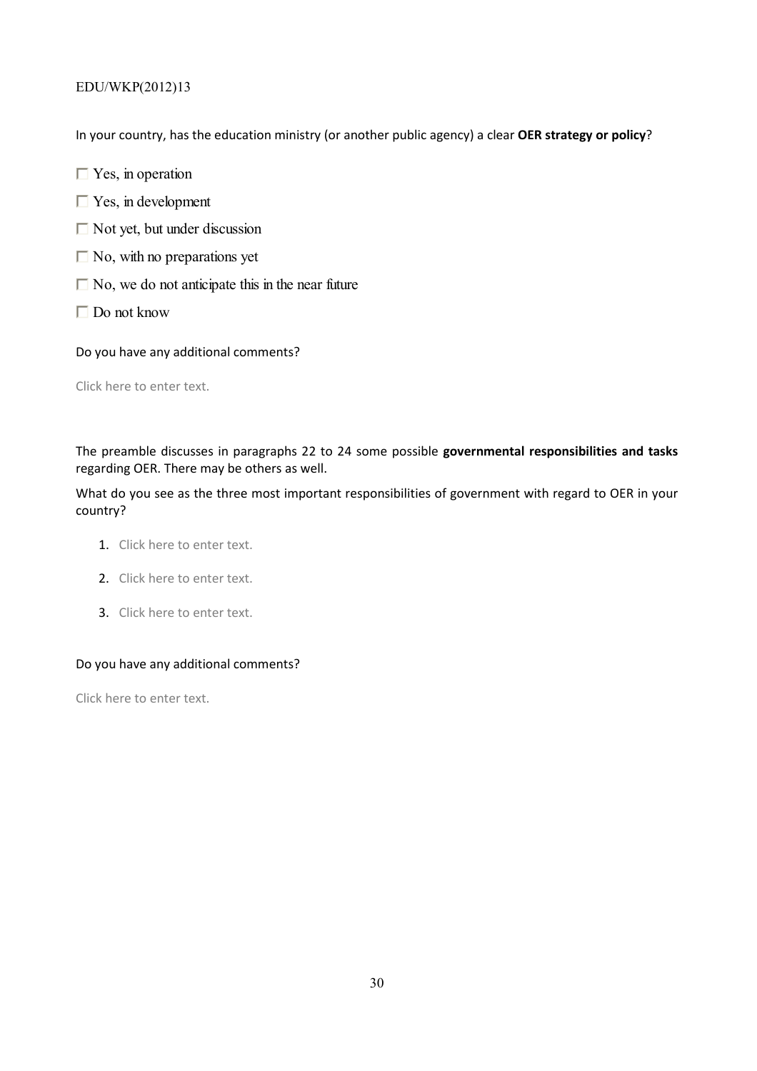In your country, has the education ministry (or another public agency) a clear **OER strategy or policy**?

- ☐ Yes, in operation
- ☐ Yes, in development
- ☐ Not yet, but under discussion
- ☐ No, with no preparations yet
- ☐ No, we do not anticipate this in the near future
- ☐ Do not know

Do you have any additional comments?

Click here to enter text.

The preamble discusses in paragraphs 22 to 24 some possible **governmental responsibilities and tasks** regarding OER. There may be others as well.

What do you see as the three most important responsibilities of government with regard to OER in your country?

1. Click here to enter text.
2. Click here to enter text.
3. Click here to enter text.

Do you have any additional comments?

Click here to enter text.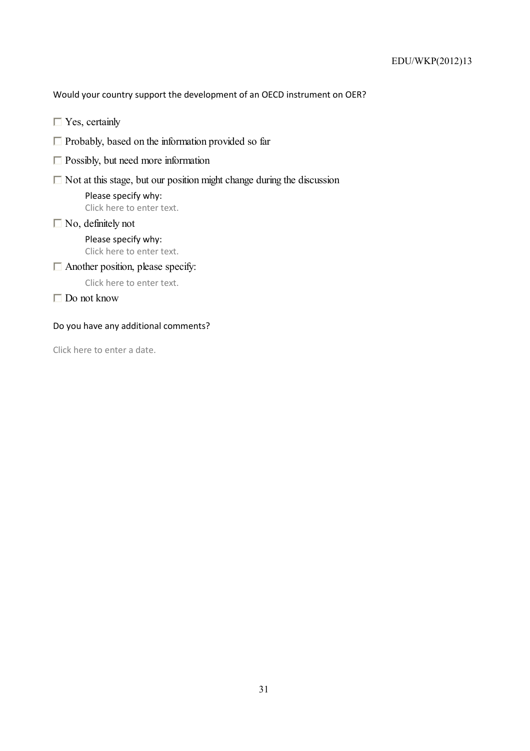Would your country support the development of an OECD instrument on OER?

☐ Yes, certainly

☐ Probably, based on the information provided so far

☐ Possibly, but need more information

☐ Not at this stage, but our position might change during the discussion

Please specify why:
Click here to enter text.

☐ No, definitely not

Please specify why:
Click here to enter text.

☐ Another position, please specify:

Click here to enter text.

☐ Do not know

Do you have any additional comments?

Click here to enter a date.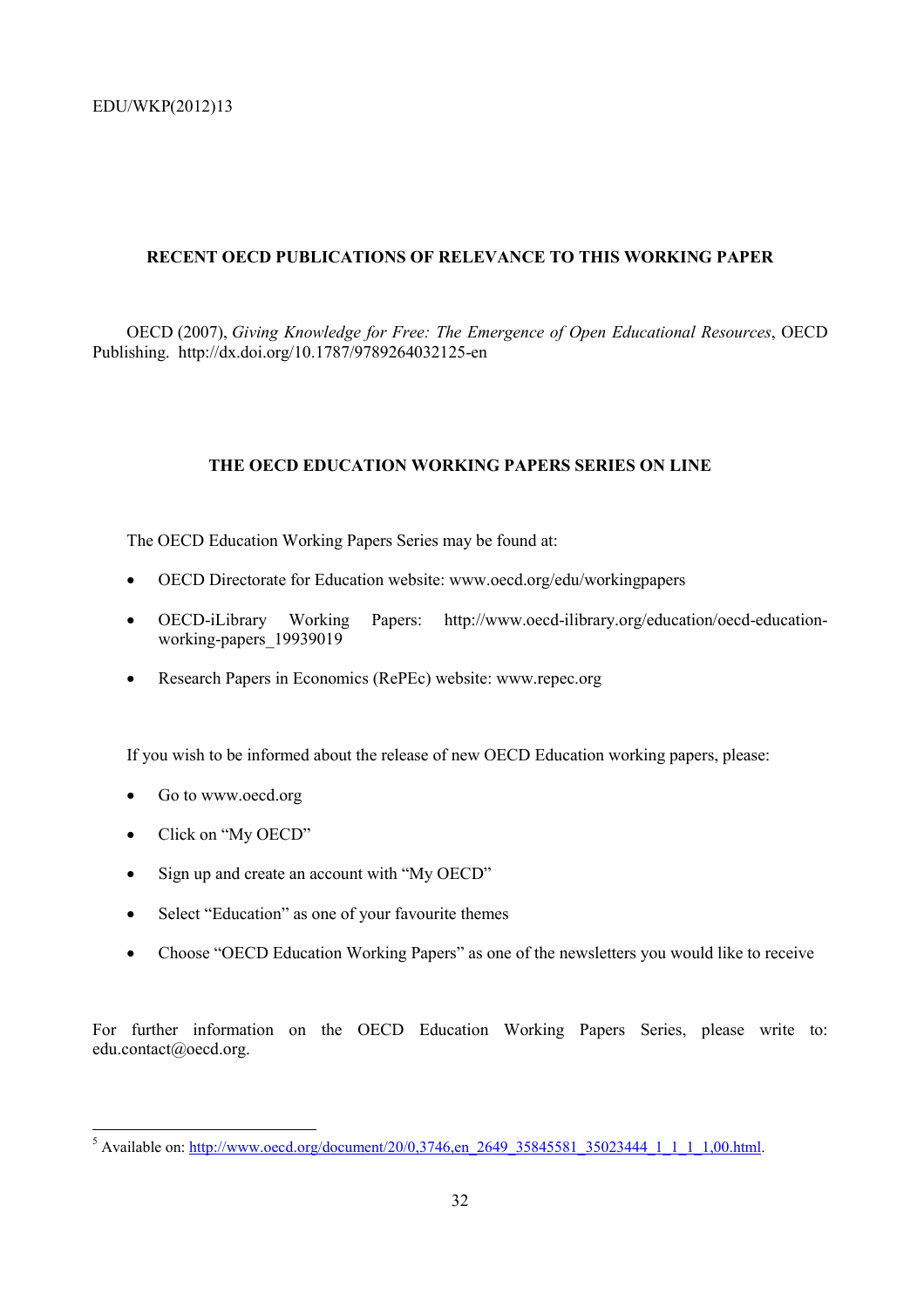## RECENT OECD PUBLICATIONS OF RELEVANCE TO THIS WORKING PAPER

OECD (2007), *Giving Knowledge for Free: The Emergence of Open Educational Resources*, OECD Publishing. http://dx.doi.org/10.1787/9789264032125-en

## THE OECD EDUCATION WORKING PAPERS SERIES ON LINE

The OECD Education Working Papers Series may be found at:

- OECD Directorate for Education website: www.oecd.org/edu/workingpapers
- OECD-iLibrary Working Papers: http://www.oecd-ilibrary.org/education/oecd-education-working-papers_19939019
- Research Papers in Economics (RePEc) website: www.repec.org

If you wish to be informed about the release of new OECD Education working papers, please:

- Go to www.oecd.org
- Click on “My OECD”
- Sign up and create an account with “My OECD”
- Select “Education” as one of your favourite themes
- Choose “OECD Education Working Papers” as one of the newsletters you would like to receive

For further information on the OECD Education Working Papers Series, please write to: edu.contact@oecd.org.

---

[5] Available on: http://www.oecd.org/document/20/0,3746,en_2649_35845581_35023444_1_1_1_1,00.html.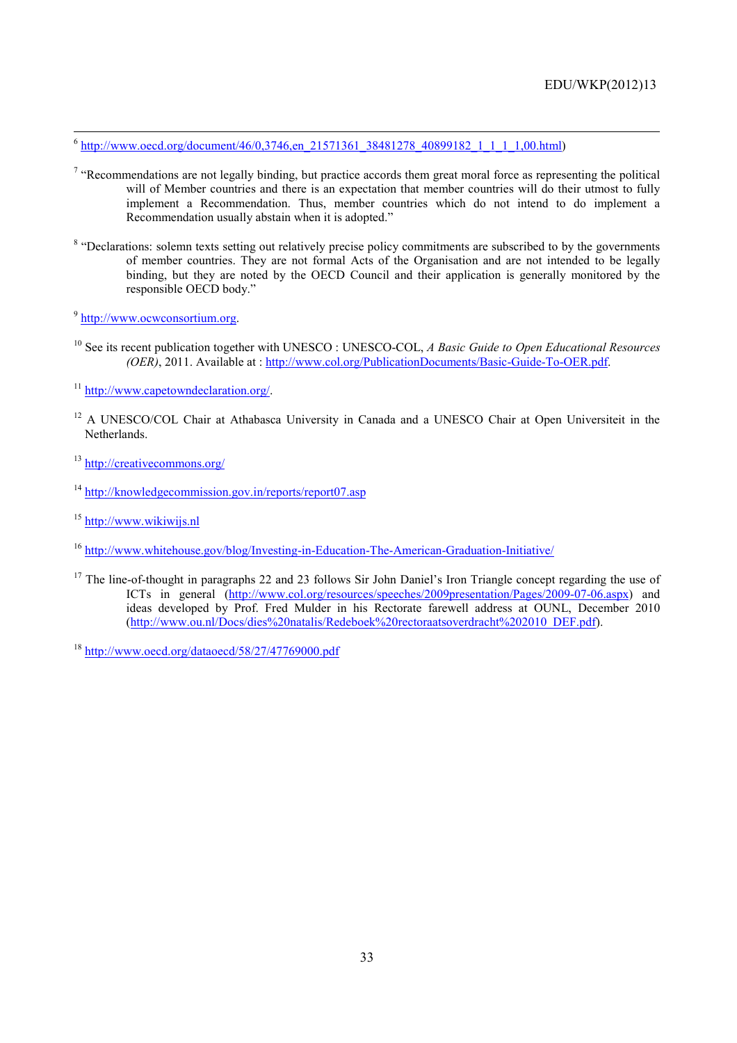[6] http://www.oecd.org/document/46/0,3746,en_21571361_38481278_40899182_1_1_1_1,00.html)

[7] "Recommendations are not legally binding, but practice accords them great moral force as representing the political will of Member countries and there is an expectation that member countries will do their utmost to fully implement a Recommendation. Thus, member countries which do not intend to do implement a Recommendation usually abstain when it is adopted."

[8] "Declarations: solemn texts setting out relatively precise policy commitments are subscribed to by the governments of member countries. They are not formal Acts of the Organisation and are not intended to be legally binding, but they are noted by the OECD Council and their application is generally monitored by the responsible OECD body."

[9] http://www.ocwconsortium.org.

[10] See its recent publication together with UNESCO : UNESCO-COL, *A Basic Guide to Open Educational Resources (OER)*, 2011. Available at : http://www.col.org/PublicationDocuments/Basic-Guide-To-OER.pdf.

[11] http://www.capetowndeclaration.org/.

[12] A UNESCO/COL Chair at Athabasca University in Canada and a UNESCO Chair at Open Universiteit in the Netherlands.

[13] http://creativecommons.org/

[14] http://knowledgecommission.gov.in/reports/report07.asp

[15] http://www.wikiwijs.nl

[16] http://www.whitehouse.gov/blog/Investing-in-Education-The-American-Graduation-Initiative/

[17] The line-of-thought in paragraphs 22 and 23 follows Sir John Daniel's Iron Triangle concept regarding the use of ICTs in general (http://www.col.org/resources/speeches/2009presentation/Pages/2009-07-06.aspx) and ideas developed by Prof. Fred Mulder in his Rectorate farewell address at OUNL, December 2010 (http://www.ou.nl/Docs/dies%20natalis/Redeboek%20rectoraatsoverdracht%202010_DEF.pdf).

[18] http://www.oecd.org/dataoecd/58/27/47769000.pdf